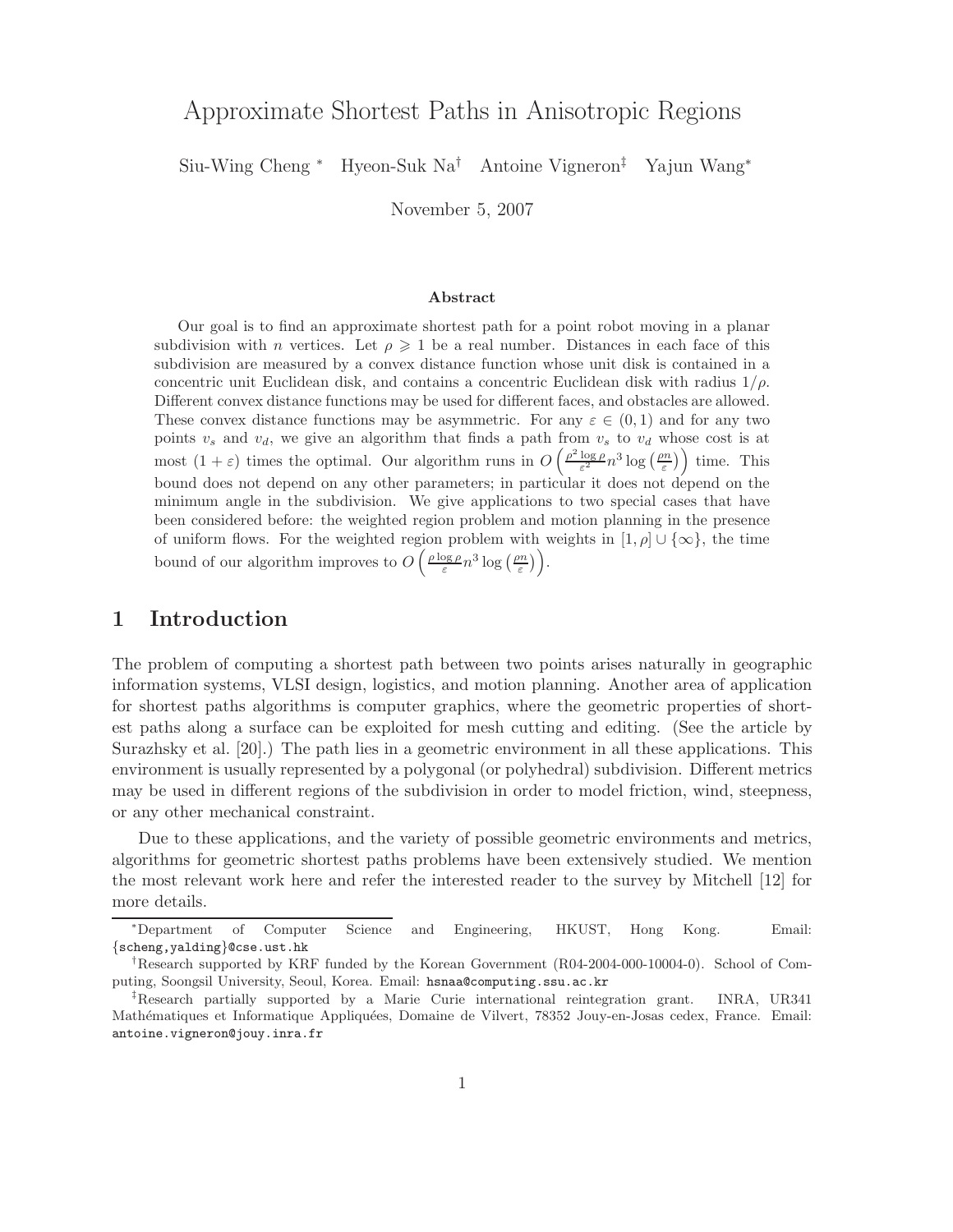# Approximate Shortest Paths in Anisotropic Regions

Siu-Wing Cheng [*] Hyeon-Suk Na[†] Antoine Vigneron[‡] Yajun Wang[*]

November 5, 2007

### Abstract

Our goal is to find an approximate shortest path for a point robot moving in a planar subdivision with $n$ vertices. Let $\rho \geqslant 1$ be a real number. Distances in each face of this subdivision are measured by a convex distance function whose unit disk is contained in a concentric unit Euclidean disk, and contains a concentric Euclidean disk with radius $1/\rho$. Different convex distance functions may be used for different faces, and obstacles are allowed. These convex distance functions may be asymmetric. For any $\varepsilon \in (0,1)$ and for any two points $v_s$ and $v_d$, we give an algorithm that finds a path from $v_s$ to $v_d$ whose cost is at most $(1+\varepsilon)$ times the optimal. Our algorithm runs in $O\left(\frac{\rho^2 \log \rho}{\varepsilon^2} n^3 \log\left(\frac{\rho n}{\varepsilon}\right)\right)$ time. This bound does not depend on any other parameters; in particular it does not depend on the minimum angle in the subdivision. We give applications to two special cases that have been considered before: the weighted region problem and motion planning in the presence of uniform flows. For the weighted region problem with weights in $[1,\rho] \cup \{\infty\}$, the time bound of our algorithm improves to $O\left(\frac{\rho \log \rho}{\varepsilon} n^3 \log\left(\frac{\rho n}{\varepsilon}\right)\right)$.

## 1 Introduction

The problem of computing a shortest path between two points arises naturally in geographic information systems, VLSI design, logistics, and motion planning. Another area of application for shortest paths algorithms is computer graphics, where the geometric properties of shortest paths along a surface can be exploited for mesh cutting and editing. (See the article by Surazhsky et al. [20].) The path lies in a geometric environment in all these applications. This environment is usually represented by a polygonal (or polyhedral) subdivision. Different metrics may be used in different regions of the subdivision in order to model friction, wind, steepness, or any other mechanical constraint.

Due to these applications, and the variety of possible geometric environments and metrics, algorithms for geometric shortest paths problems have been extensively studied. We mention the most relevant work here and refer the interested reader to the survey by Mitchell [12] for more details.

---

[*]Department of Computer Science and Engineering, HKUST, Hong Kong. Email: {scheng,yalding}@cse.ust.hk

[†]Research supported by KRF funded by the Korean Government (R04-2004-000-10004-0). School of Computing, Soongsil University, Seoul, Korea. Email: hsnaa@computing.ssu.ac.kr

[‡]Research partially supported by a Marie Curie international reintegration grant. INRA, UR341 Mathématiques et Informatique Appliquées, Domaine de Vilvert, 78352 Jouy-en-Josas cedex, France. Email: antoine.vigneron@jouy.inra.fr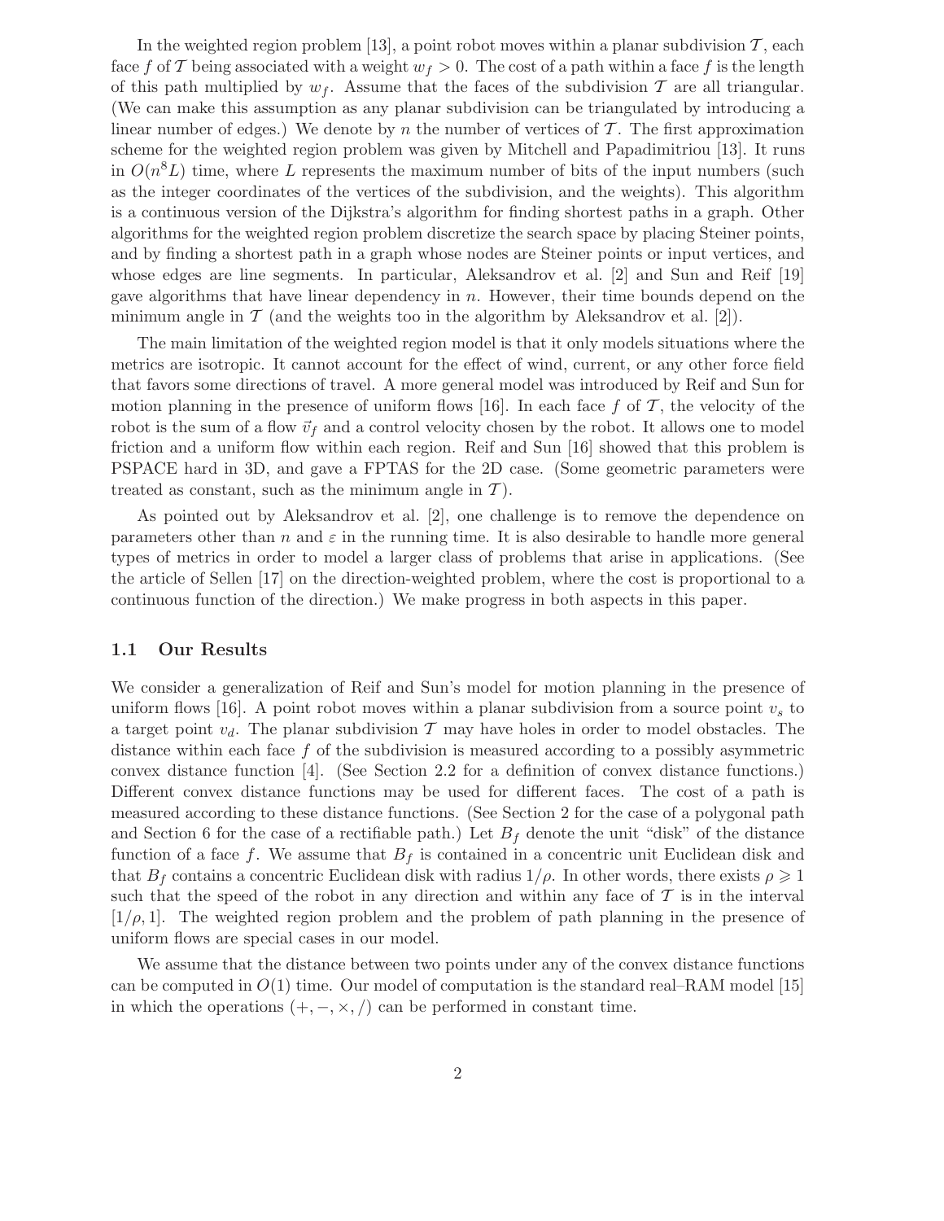In the weighted region problem [13], a point robot moves within a planar subdivision $\mathcal{T}$, each face $f$ of $\mathcal{T}$ being associated with a weight $w_f > 0$. The cost of a path within a face $f$ is the length of this path multiplied by $w_f$. Assume that the faces of the subdivision $\mathcal{T}$ are all triangular. (We can make this assumption as any planar subdivision can be triangulated by introducing a linear number of edges.) We denote by $n$ the number of vertices of $\mathcal{T}$. The first approximation scheme for the weighted region problem was given by Mitchell and Papadimitriou [13]. It runs in $O(n^8 L)$ time, where $L$ represents the maximum number of bits of the input numbers (such as the integer coordinates of the vertices of the subdivision, and the weights). This algorithm is a continuous version of the Dijkstra's algorithm for finding shortest paths in a graph. Other algorithms for the weighted region problem discretize the search space by placing Steiner points, and by finding a shortest path in a graph whose nodes are Steiner points or input vertices, and whose edges are line segments. In particular, Aleksandrov et al. [2] and Sun and Reif [19] gave algorithms that have linear dependency in $n$. However, their time bounds depend on the minimum angle in $\mathcal{T}$ (and the weights too in the algorithm by Aleksandrov et al. [2]).

The main limitation of the weighted region model is that it only models situations where the metrics are isotropic. It cannot account for the effect of wind, current, or any other force field that favors some directions of travel. A more general model was introduced by Reif and Sun for motion planning in the presence of uniform flows [16]. In each face $f$ of $\mathcal{T}$, the velocity of the robot is the sum of a flow $\vec{v}_f$ and a control velocity chosen by the robot. It allows one to model friction and a uniform flow within each region. Reif and Sun [16] showed that this problem is PSPACE hard in 3D, and gave a FPTAS for the 2D case. (Some geometric parameters were treated as constant, such as the minimum angle in $\mathcal{T}$).

As pointed out by Aleksandrov et al. [2], one challenge is to remove the dependence on parameters other than $n$ and $\varepsilon$ in the running time. It is also desirable to handle more general types of metrics in order to model a larger class of problems that arise in applications. (See the article of Sellen [17] on the direction-weighted problem, where the cost is proportional to a continuous function of the direction.) We make progress in both aspects in this paper.

### 1.1 Our Results

We consider a generalization of Reif and Sun's model for motion planning in the presence of uniform flows [16]. A point robot moves within a planar subdivision from a source point $v_s$ to a target point $v_d$. The planar subdivision $\mathcal{T}$ may have holes in order to model obstacles. The distance within each face $f$ of the subdivision is measured according to a possibly asymmetric convex distance function [4]. (See Section 2.2 for a definition of convex distance functions.) Different convex distance functions may be used for different faces. The cost of a path is measured according to these distance functions. (See Section 2 for the case of a polygonal path and Section 6 for the case of a rectifiable path.) Let $B_f$ denote the unit "disk" of the distance function of a face $f$. We assume that $B_f$ is contained in a concentric unit Euclidean disk and that $B_f$ contains a concentric Euclidean disk with radius $1/\rho$. In other words, there exists $\rho \geqslant 1$ such that the speed of the robot in any direction and within any face of $\mathcal{T}$ is in the interval $[1/\rho, 1]$. The weighted region problem and the problem of path planning in the presence of uniform flows are special cases in our model.

We assume that the distance between two points under any of the convex distance functions can be computed in $O(1)$ time. Our model of computation is the standard real–RAM model [15] in which the operations $(+, -, \times, /)$ can be performed in constant time.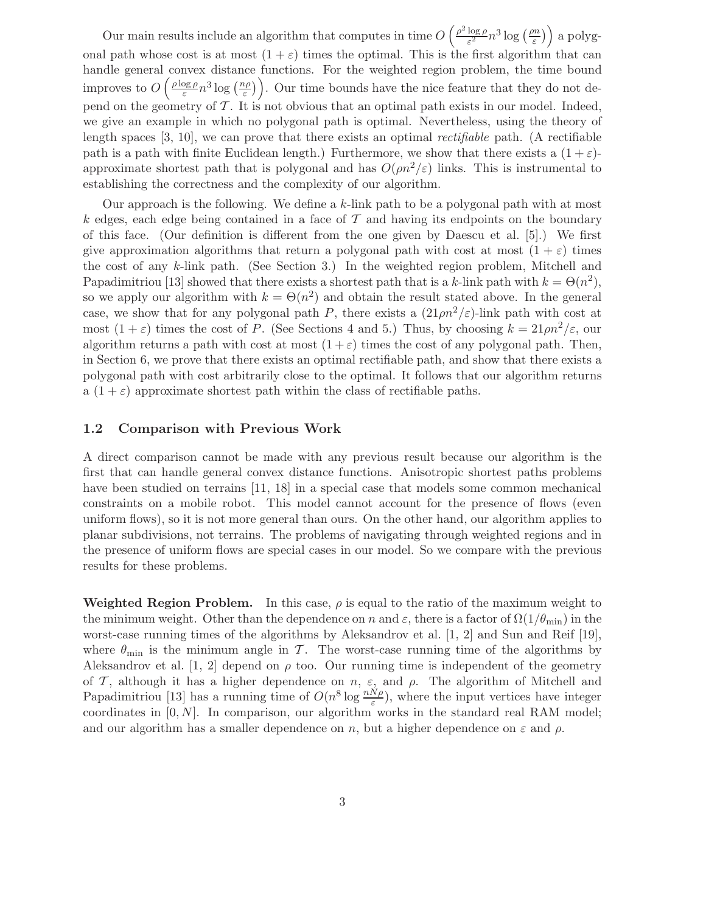Our main results include an algorithm that computes in time $O\left(\frac{\rho^2 \log \rho}{\varepsilon^2} n^3 \log\left(\frac{\rho n}{\varepsilon}\right)\right)$ a polygonal path whose cost is at most $(1+\varepsilon)$ times the optimal. This is the first algorithm that can handle general convex distance functions. For the weighted region problem, the time bound improves to $O\left(\frac{\rho \log \rho}{\varepsilon} n^3 \log\left(\frac{n\rho}{\varepsilon}\right)\right)$. Our time bounds have the nice feature that they do not depend on the geometry of $\mathcal{T}$. It is not obvious that an optimal path exists in our model. Indeed, we give an example in which no polygonal path is optimal. Nevertheless, using the theory of length spaces [3, 10], we can prove that there exists an optimal *rectifiable* path. (A rectifiable path is a path with finite Euclidean length.) Furthermore, we show that there exists a $(1+\varepsilon)$-approximate shortest path that is polygonal and has $O(\rho n^2/\varepsilon)$ links. This is instrumental to establishing the correctness and the complexity of our algorithm.

Our approach is the following. We define a $k$-link path to be a polygonal path with at most $k$ edges, each edge being contained in a face of $\mathcal{T}$ and having its endpoints on the boundary of this face. (Our definition is different from the one given by Daescu et al. [5].) We first give approximation algorithms that return a polygonal path with cost at most $(1+\varepsilon)$ times the cost of any $k$-link path. (See Section 3.) In the weighted region problem, Mitchell and Papadimitriou [13] showed that there exists a shortest path that is a $k$-link path with $k = \Theta(n^2)$, so we apply our algorithm with $k = \Theta(n^2)$ and obtain the result stated above. In the general case, we show that for any polygonal path $P$, there exists a $(21\rho n^2/\varepsilon)$-link path with cost at most $(1+\varepsilon)$ times the cost of $P$. (See Sections 4 and 5.) Thus, by choosing $k = 21\rho n^2/\varepsilon$, our algorithm returns a path with cost at most $(1+\varepsilon)$ times the cost of any polygonal path. Then, in Section 6, we prove that there exists an optimal rectifiable path, and show that there exists a polygonal path with cost arbitrarily close to the optimal. It follows that our algorithm returns a $(1+\varepsilon)$ approximate shortest path within the class of rectifiable paths.

### 1.2 Comparison with Previous Work

A direct comparison cannot be made with any previous result because our algorithm is the first that can handle general convex distance functions. Anisotropic shortest paths problems have been studied on terrains [11, 18] in a special case that models some common mechanical constraints on a mobile robot. This model cannot account for the presence of flows (even uniform flows), so it is not more general than ours. On the other hand, our algorithm applies to planar subdivisions, not terrains. The problems of navigating through weighted regions and in the presence of uniform flows are special cases in our model. So we compare with the previous results for these problems.

**Weighted Region Problem.** In this case, $\rho$ is equal to the ratio of the maximum weight to the minimum weight. Other than the dependence on $n$ and $\varepsilon$, there is a factor of $\Omega(1/\theta_{\min})$ in the worst-case running times of the algorithms by Aleksandrov et al. [1, 2] and Sun and Reif [19], where $\theta_{\min}$ is the minimum angle in $\mathcal{T}$. The worst-case running time of the algorithms by Aleksandrov et al. [1, 2] depend on $\rho$ too. Our running time is independent of the geometry of $\mathcal{T}$, although it has a higher dependence on $n$, $\varepsilon$, and $\rho$. The algorithm of Mitchell and Papadimitriou [13] has a running time of $O(n^8 \log \frac{nN\rho}{\varepsilon})$, where the input vertices have integer coordinates in $[0, N]$. In comparison, our algorithm works in the standard real RAM model; and our algorithm has a smaller dependence on $n$, but a higher dependence on $\varepsilon$ and $\rho$.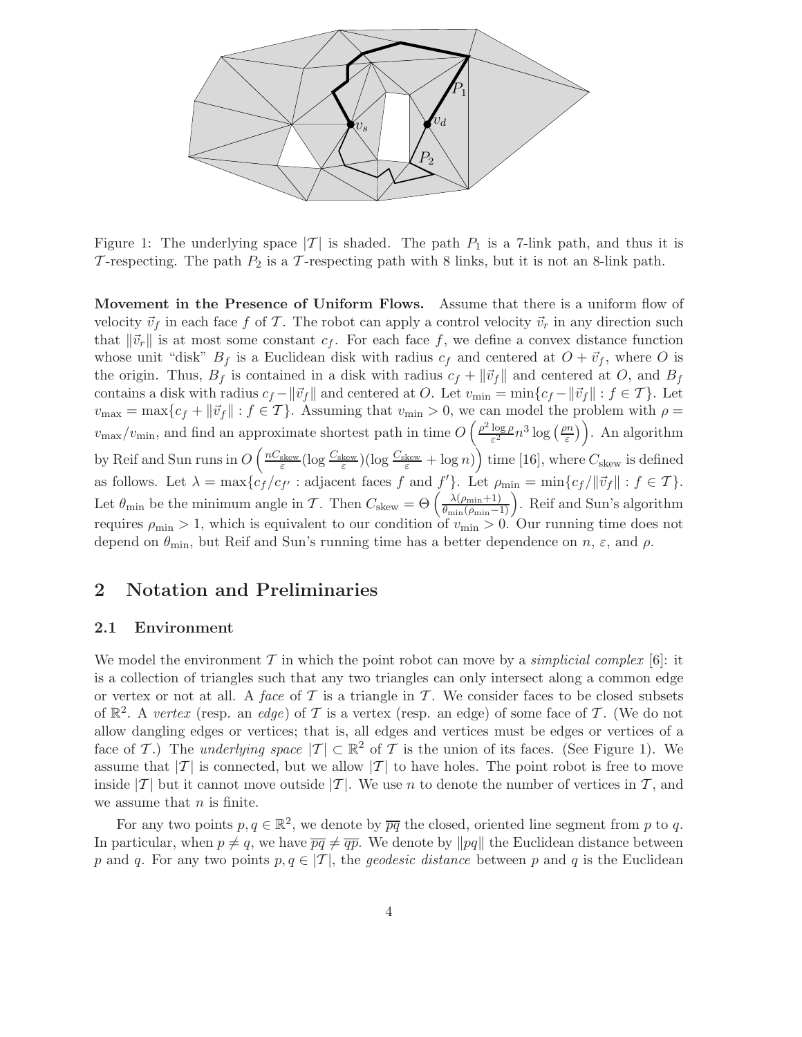Figure 1: The underlying space $|\mathcal{T}|$ is shaded. The path $P_1$ is a 7-link path, and thus it is $\mathcal{T}$-respecting. The path $P_2$ is a $\mathcal{T}$-respecting path with 8 links, but it is not an 8-link path.

**Movement in the Presence of Uniform Flows.** Assume that there is a uniform flow of velocity $\vec{v}_f$ in each face $f$ of $\mathcal{T}$. The robot can apply a control velocity $\vec{v}_r$ in any direction such that $\|\vec{v}_r\|$ is at most some constant $c_f$. For each face $f$, we define a convex distance function whose unit "disk" $B_f$ is a Euclidean disk with radius $c_f$ and centered at $O + \vec{v}_f$, where $O$ is the origin. Thus, $B_f$ is contained in a disk with radius $c_f + \|\vec{v}_f\|$ and centered at $O$, and $B_f$ contains a disk with radius $c_f - \|\vec{v}_f\|$ and centered at $O$. Let $v_{\min} = \min\{c_f - \|\vec{v}_f\| : f \in \mathcal{T}\}$. Let $v_{\max} = \max\{c_f + \|\vec{v}_f\| : f \in \mathcal{T}\}$. Assuming that $v_{\min} > 0$, we can model the problem with $\rho = v_{\max}/v_{\min}$, and find an approximate shortest path in time $O\left(\frac{\rho^2 \log \rho}{\varepsilon^2} n^3 \log\left(\frac{\rho n}{\varepsilon}\right)\right)$. An algorithm by Reif and Sun runs in $O\left(\frac{nC_{\text{skew}}}{\varepsilon}(\log \frac{C_{\text{skew}}}{\varepsilon})(\log \frac{C_{\text{skew}}}{\varepsilon} + \log n)\right)$ time [16], where $C_{\text{skew}}$ is defined as follows. Let $\lambda = \max\{c_f/c_{f'} : \text{adjacent faces } f \text{ and } f'\}$. Let $\rho_{\min} = \min\{c_f/\|\vec{v}_f\| : f \in \mathcal{T}\}$. Let $\theta_{\min}$ be the minimum angle in $\mathcal{T}$. Then $C_{\text{skew}} = \Theta\left(\frac{\lambda(\rho_{\min}+1)}{\theta_{\min}(\rho_{\min}-1)}\right)$. Reif and Sun's algorithm requires $\rho_{\min} > 1$, which is equivalent to our condition of $v_{\min} > 0$. Our running time does not depend on $\theta_{\min}$, but Reif and Sun's running time has a better dependence on $n$, $\varepsilon$, and $\rho$.

## 2 Notation and Preliminaries

### 2.1 Environment

We model the environment $\mathcal{T}$ in which the point robot can move by a *simplicial complex* [6]: it is a collection of triangles such that any two triangles can only intersect along a common edge or vertex or not at all. A *face* of $\mathcal{T}$ is a triangle in $\mathcal{T}$. We consider faces to be closed subsets of $\mathbb{R}^2$. A *vertex* (resp. an *edge*) of $\mathcal{T}$ is a vertex (resp. an edge) of some face of $\mathcal{T}$. (We do not allow dangling edges or vertices; that is, all edges and vertices must be edges or vertices of a face of $\mathcal{T}$.) The *underlying space* $|\mathcal{T}| \subset \mathbb{R}^2$ of $\mathcal{T}$ is the union of its faces. (See Figure 1). We assume that $|\mathcal{T}|$ is connected, but we allow $|\mathcal{T}|$ to have holes. The point robot is free to move inside $|\mathcal{T}|$ but it cannot move outside $|\mathcal{T}|$. We use $n$ to denote the number of vertices in $\mathcal{T}$, and we assume that $n$ is finite.

For any two points $p, q \in \mathbb{R}^2$, we denote by $\overline{pq}$ the closed, oriented line segment from $p$ to $q$. In particular, when $p \neq q$, we have $\overline{pq} \neq \overline{qp}$. We denote by $\|pq\|$ the Euclidean distance between $p$ and $q$. For any two points $p, q \in |\mathcal{T}|$, the *geodesic distance* between $p$ and $q$ is the Euclidean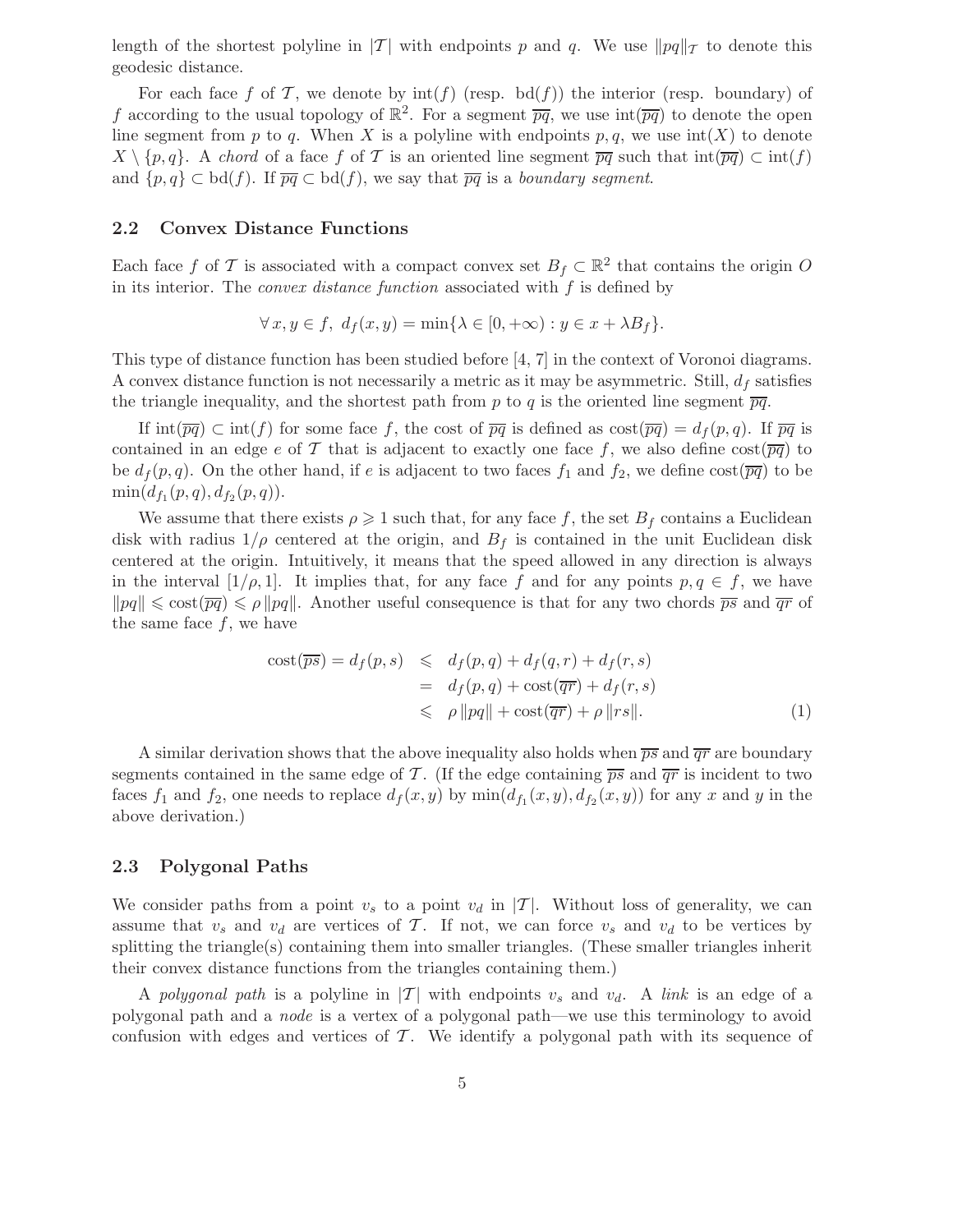length of the shortest polyline in $|\mathcal{T}|$ with endpoints $p$ and $q$. We use $\|pq\|_{\mathcal{T}}$ to denote this geodesic distance.

For each face $f$ of $\mathcal{T}$, we denote by $\mathrm{int}(f)$ (resp. $\mathrm{bd}(f)$) the interior (resp. boundary) of $f$ according to the usual topology of $\mathbb{R}^2$. For a segment $\overline{pq}$, we use $\mathrm{int}(\overline{pq})$ to denote the open line segment from $p$ to $q$. When $X$ is a polyline with endpoints $p, q$, we use $\mathrm{int}(X)$ to denote $X \setminus \{p, q\}$. A *chord* of a face $f$ of $\mathcal{T}$ is an oriented line segment $\overline{pq}$ such that $\mathrm{int}(\overline{pq}) \subset \mathrm{int}(f)$ and $\{p, q\} \subset \mathrm{bd}(f)$. If $\overline{pq} \subset \mathrm{bd}(f)$, we say that $\overline{pq}$ is a *boundary segment*.

## 2.2 Convex Distance Functions

Each face $f$ of $\mathcal{T}$ is associated with a compact convex set $B_f \subset \mathbb{R}^2$ that contains the origin $O$ in its interior. The *convex distance function* associated with $f$ is defined by

$$\forall\, x, y \in f,\ d_f(x, y) = \min\{\lambda \in [0, +\infty) : y \in x + \lambda B_f\}.$$

This type of distance function has been studied before [4, 7] in the context of Voronoi diagrams. A convex distance function is not necessarily a metric as it may be asymmetric. Still, $d_f$ satisfies the triangle inequality, and the shortest path from $p$ to $q$ is the oriented line segment $\overline{pq}$.

If $\mathrm{int}(\overline{pq}) \subset \mathrm{int}(f)$ for some face $f$, the cost of $\overline{pq}$ is defined as $\mathrm{cost}(\overline{pq}) = d_f(p, q)$. If $\overline{pq}$ is contained in an edge $e$ of $\mathcal{T}$ that is adjacent to exactly one face $f$, we also define $\mathrm{cost}(\overline{pq})$ to be $d_f(p, q)$. On the other hand, if $e$ is adjacent to two faces $f_1$ and $f_2$, we define $\mathrm{cost}(\overline{pq})$ to be $\min(d_{f_1}(p, q), d_{f_2}(p, q))$.

We assume that there exists $\rho \geqslant 1$ such that, for any face $f$, the set $B_f$ contains a Euclidean disk with radius $1/\rho$ centered at the origin, and $B_f$ is contained in the unit Euclidean disk centered at the origin. Intuitively, it means that the speed allowed in any direction is always in the interval $[1/\rho, 1]$. It implies that, for any face $f$ and for any points $p, q \in f$, we have $\|pq\| \leqslant \mathrm{cost}(\overline{pq}) \leqslant \rho\, \|pq\|$. Another useful consequence is that for any two chords $\overline{ps}$ and $\overline{qr}$ of the same face $f$, we have

$$\begin{aligned}
\mathrm{cost}(\overline{ps}) = d_f(p, s) &\leqslant d_f(p, q) + d_f(q, r) + d_f(r, s) \\
&= d_f(p, q) + \mathrm{cost}(\overline{qr}) + d_f(r, s) \\
&\leqslant \rho\, \|pq\| + \mathrm{cost}(\overline{qr}) + \rho\, \|rs\|. \qquad (1)
\end{aligned}$$

A similar derivation shows that the above inequality also holds when $\overline{ps}$ and $\overline{qr}$ are boundary segments contained in the same edge of $\mathcal{T}$. (If the edge containing $\overline{ps}$ and $\overline{qr}$ is incident to two faces $f_1$ and $f_2$, one needs to replace $d_f(x, y)$ by $\min(d_{f_1}(x, y), d_{f_2}(x, y))$ for any $x$ and $y$ in the above derivation.)

## 2.3 Polygonal Paths

We consider paths from a point $v_s$ to a point $v_d$ in $|\mathcal{T}|$. Without loss of generality, we can assume that $v_s$ and $v_d$ are vertices of $\mathcal{T}$. If not, we can force $v_s$ and $v_d$ to be vertices by splitting the triangle(s) containing them into smaller triangles. (These smaller triangles inherit their convex distance functions from the triangles containing them.)

A *polygonal path* is a polyline in $|\mathcal{T}|$ with endpoints $v_s$ and $v_d$. A *link* is an edge of a polygonal path and a *node* is a vertex of a polygonal path—we use this terminology to avoid confusion with edges and vertices of $\mathcal{T}$. We identify a polygonal path with its sequence of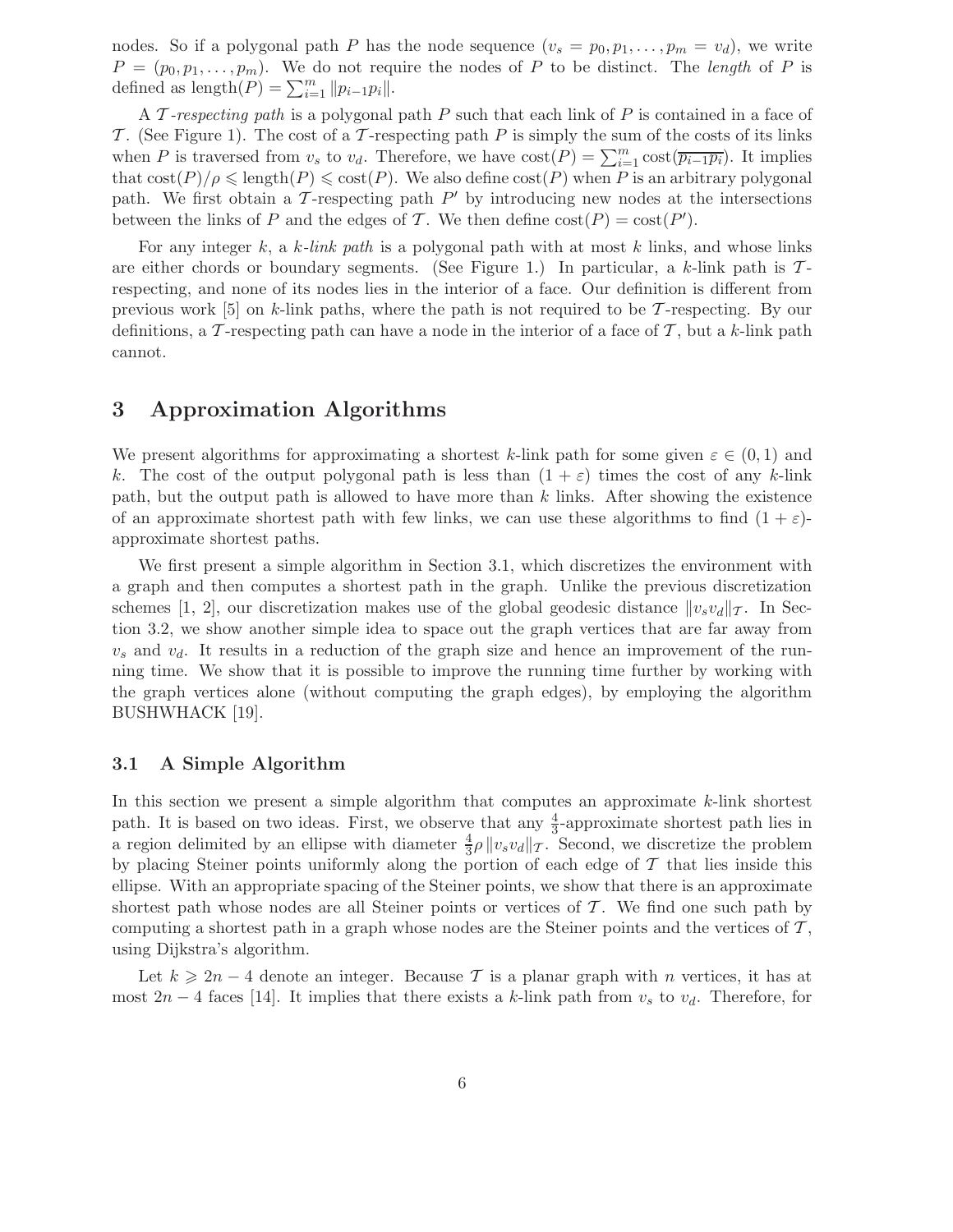nodes. So if a polygonal path $P$ has the node sequence $(v_s = p_0, p_1, \ldots, p_m = v_d)$, we write $P = (p_0, p_1, \ldots, p_m)$. We do not require the nodes of $P$ to be distinct. The *length* of $P$ is defined as $\text{length}(P) = \sum_{i=1}^{m} \|p_{i-1}p_i\|$.

A $\mathcal{T}$*-respecting path* is a polygonal path $P$ such that each link of $P$ is contained in a face of $\mathcal{T}$. (See Figure 1). The cost of a $\mathcal{T}$-respecting path $P$ is simply the sum of the costs of its links when $P$ is traversed from $v_s$ to $v_d$. Therefore, we have $\text{cost}(P) = \sum_{i=1}^{m} \text{cost}(\overrightarrow{p_{i-1}p_i})$. It implies that $\text{cost}(P)/\rho \leqslant \text{length}(P) \leqslant \text{cost}(P)$. We also define $\text{cost}(P)$ when $P$ is an arbitrary polygonal path. We first obtain a $\mathcal{T}$-respecting path $P'$ by introducing new nodes at the intersections between the links of $P$ and the edges of $\mathcal{T}$. We then define $\text{cost}(P) = \text{cost}(P')$.

For any integer $k$, a $k$*-link path* is a polygonal path with at most $k$ links, and whose links are either chords or boundary segments. (See Figure 1.) In particular, a $k$-link path is $\mathcal{T}$-respecting, and none of its nodes lies in the interior of a face. Our definition is different from previous work [5] on $k$-link paths, where the path is not required to be $\mathcal{T}$-respecting. By our definitions, a $\mathcal{T}$-respecting path can have a node in the interior of a face of $\mathcal{T}$, but a $k$-link path cannot.

## 3 Approximation Algorithms

We present algorithms for approximating a shortest $k$-link path for some given $\varepsilon \in (0, 1)$ and $k$. The cost of the output polygonal path is less than $(1 + \varepsilon)$ times the cost of any $k$-link path, but the output path is allowed to have more than $k$ links. After showing the existence of an approximate shortest path with few links, we can use these algorithms to find $(1 + \varepsilon)$-approximate shortest paths.

We first present a simple algorithm in Section 3.1, which discretizes the environment with a graph and then computes a shortest path in the graph. Unlike the previous discretization schemes [1, 2], our discretization makes use of the global geodesic distance $\|v_s v_d\|_{\mathcal{T}}$. In Section 3.2, we show another simple idea to space out the graph vertices that are far away from $v_s$ and $v_d$. It results in a reduction of the graph size and hence an improvement of the running time. We show that it is possible to improve the running time further by working with the graph vertices alone (without computing the graph edges), by employing the algorithm BUSHWHACK [19].

### 3.1 A Simple Algorithm

In this section we present a simple algorithm that computes an approximate $k$-link shortest path. It is based on two ideas. First, we observe that any $\frac{4}{3}$-approximate shortest path lies in a region delimited by an ellipse with diameter $\frac{4}{3}\rho \|v_s v_d\|_{\mathcal{T}}$. Second, we discretize the problem by placing Steiner points uniformly along the portion of each edge of $\mathcal{T}$ that lies inside this ellipse. With an appropriate spacing of the Steiner points, we show that there is an approximate shortest path whose nodes are all Steiner points or vertices of $\mathcal{T}$. We find one such path by computing a shortest path in a graph whose nodes are the Steiner points and the vertices of $\mathcal{T}$, using Dijkstra's algorithm.

Let $k \geqslant 2n - 4$ denote an integer. Because $\mathcal{T}$ is a planar graph with $n$ vertices, it has at most $2n - 4$ faces [14]. It implies that there exists a $k$-link path from $v_s$ to $v_d$. Therefore, for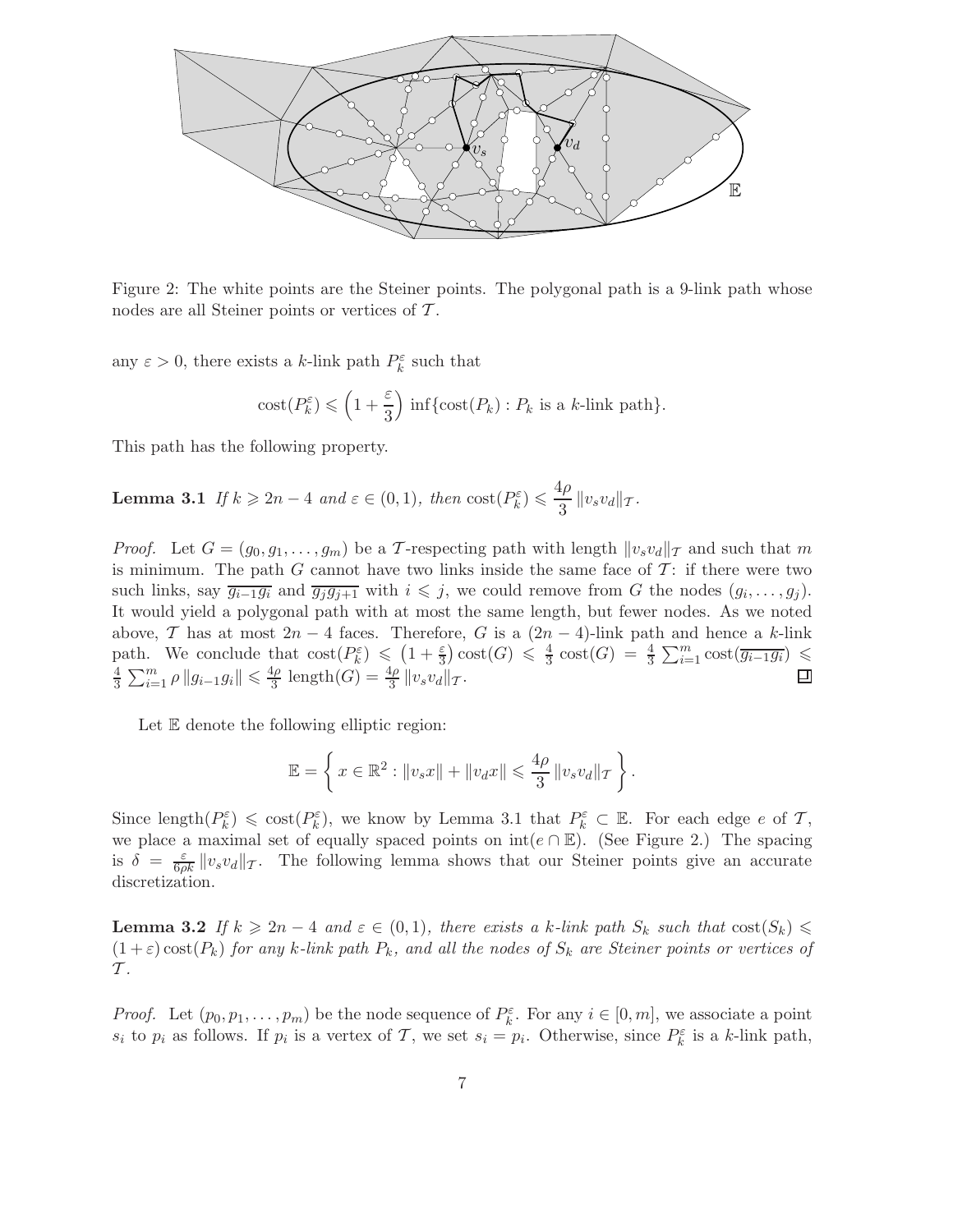Figure 2: The white points are the Steiner points. The polygonal path is a 9-link path whose nodes are all Steiner points or vertices of $\mathcal{T}$.

any $\varepsilon > 0$, there exists a $k$-link path $P_k^\varepsilon$ such that

$$\text{cost}(P_k^\varepsilon) \leqslant \left(1 + \frac{\varepsilon}{3}\right) \inf\{\text{cost}(P_k) : P_k \text{ is a } k\text{-link path}\}.$$

This path has the following property.

**Lemma 3.1** *If $k \geqslant 2n - 4$ and $\varepsilon \in (0, 1)$, then $\text{cost}(P_k^\varepsilon) \leqslant \frac{4\rho}{3} \|v_s v_d\|_{\mathcal{T}}$.*

*Proof.* Let $G = (g_0, g_1, \ldots, g_m)$ be a $\mathcal{T}$-respecting path with length $\|v_s v_d\|_{\mathcal{T}}$ and such that $m$ is minimum. The path $G$ cannot have two links inside the same face of $\mathcal{T}$: if there were two such links, say $\overline{g_{i-1} g_i}$ and $\overline{g_j g_{j+1}}$ with $i \leqslant j$, we could remove from $G$ the nodes $(g_i, \ldots, g_j)$. It would yield a polygonal path with at most the same length, but fewer nodes. As we noted above, $\mathcal{T}$ has at most $2n - 4$ faces. Therefore, $G$ is a $(2n - 4)$-link path and hence a $k$-link path. We conclude that $\text{cost}(P_k^\varepsilon) \leqslant \left(1 + \frac{\varepsilon}{3}\right) \text{cost}(G) \leqslant \frac{4}{3} \text{cost}(G) = \frac{4}{3} \sum_{i=1}^m \text{cost}(\overline{g_{i-1} g_i}) \leqslant \frac{4}{3} \sum_{i=1}^m \rho \|g_{i-1} g_i\| \leqslant \frac{4\rho}{3} \text{length}(G) = \frac{4\rho}{3} \|v_s v_d\|_{\mathcal{T}}$. $\square$

Let $\mathbb{E}$ denote the following elliptic region:

$$\mathbb{E} = \left\{ x \in \mathbb{R}^2 : \|v_s x\| + \|v_d x\| \leqslant \frac{4\rho}{3} \|v_s v_d\|_{\mathcal{T}} \right\}.$$

Since $\text{length}(P_k^\varepsilon) \leqslant \text{cost}(P_k^\varepsilon)$, we know by Lemma 3.1 that $P_k^\varepsilon \subset \mathbb{E}$. For each edge $e$ of $\mathcal{T}$, we place a maximal set of equally spaced points on $\text{int}(e \cap \mathbb{E})$. (See Figure 2.) The spacing is $\delta = \frac{\varepsilon}{6\rho k} \|v_s v_d\|_{\mathcal{T}}$. The following lemma shows that our Steiner points give an accurate discretization.

**Lemma 3.2** *If $k \geqslant 2n - 4$ and $\varepsilon \in (0, 1)$, there exists a $k$-link path $S_k$ such that $\text{cost}(S_k) \leqslant (1 + \varepsilon) \text{cost}(P_k)$ for any $k$-link path $P_k$, and all the nodes of $S_k$ are Steiner points or vertices of $\mathcal{T}$.*

*Proof.* Let $(p_0, p_1, \ldots, p_m)$ be the node sequence of $P_k^\varepsilon$. For any $i \in [0, m]$, we associate a point $s_i$ to $p_i$ as follows. If $p_i$ is a vertex of $\mathcal{T}$, we set $s_i = p_i$. Otherwise, since $P_k^\varepsilon$ is a $k$-link path,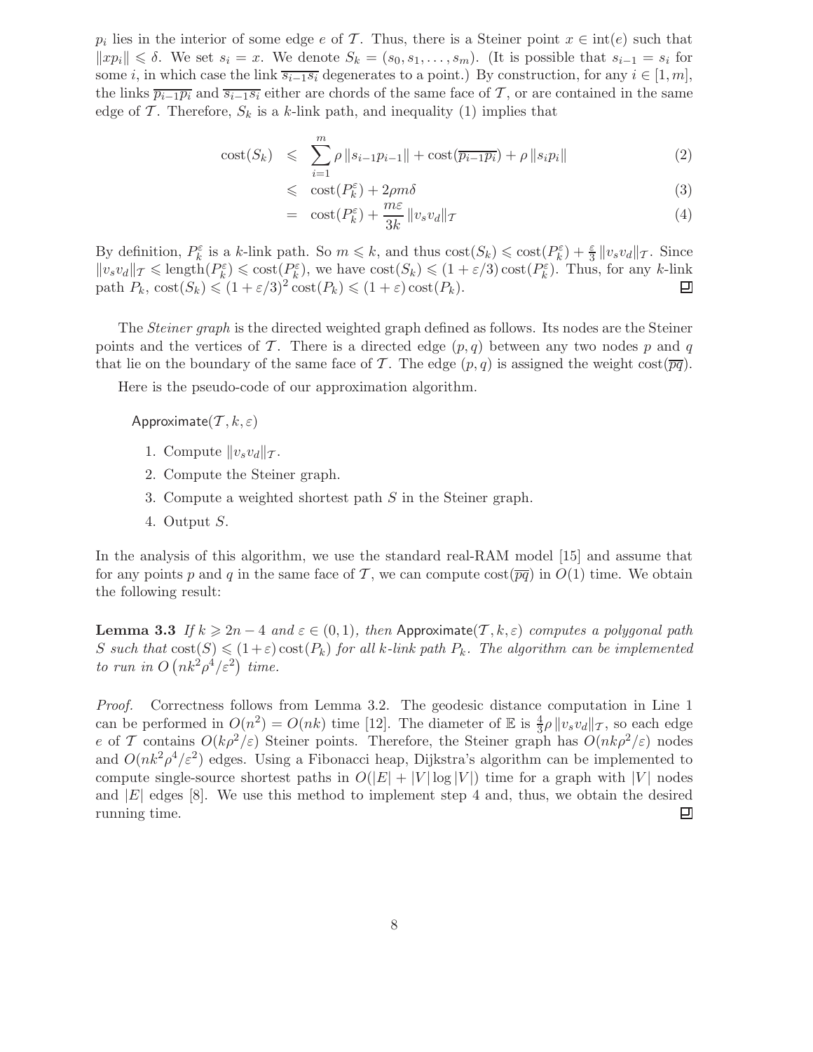$p_i$ lies in the interior of some edge $e$ of $\mathcal{T}$. Thus, there is a Steiner point $x \in \text{int}(e)$ such that $\|xp_i\| \leqslant \delta$. We set $s_i = x$. We denote $S_k = (s_0, s_1, \ldots, s_m)$. (It is possible that $s_{i-1} = s_i$ for some $i$, in which case the link $\overline{s_{i-1}s_i}$ degenerates to a point.) By construction, for any $i \in [1, m]$, the links $\overline{p_{i-1}p_i}$ and $\overline{s_{i-1}s_i}$ either are chords of the same face of $\mathcal{T}$, or are contained in the same edge of $\mathcal{T}$. Therefore, $S_k$ is a $k$-link path, and inequality (1) implies that

$$\text{cost}(S_k) \leqslant \sum_{i=1}^{m} \rho \|s_{i-1}p_{i-1}\| + \text{cost}(\overline{p_{i-1}p_i}) + \rho \|s_i p_i\| \tag{2}$$

$$\leqslant \text{cost}(P_k^\varepsilon) + 2\rho m \delta \tag{3}$$

$$= \text{cost}(P_k^\varepsilon) + \frac{m\varepsilon}{3k} \|v_s v_d\|_{\mathcal{T}} \tag{4}$$

By definition, $P_k^\varepsilon$ is a $k$-link path. So $m \leqslant k$, and thus $\text{cost}(S_k) \leqslant \text{cost}(P_k^\varepsilon) + \frac{\varepsilon}{3} \|v_s v_d\|_{\mathcal{T}}$. Since $\|v_s v_d\|_{\mathcal{T}} \leqslant \text{length}(P_k^\varepsilon) \leqslant \text{cost}(P_k^\varepsilon)$, we have $\text{cost}(S_k) \leqslant (1 + \varepsilon/3) \text{cost}(P_k^\varepsilon)$. Thus, for any $k$-link path $P_k$, $\text{cost}(S_k) \leqslant (1 + \varepsilon/3)^2 \text{cost}(P_k) \leqslant (1 + \varepsilon) \text{cost}(P_k)$. □

The *Steiner graph* is the directed weighted graph defined as follows. Its nodes are the Steiner points and the vertices of $\mathcal{T}$. There is a directed edge $(p, q)$ between any two nodes $p$ and $q$ that lie on the boundary of the same face of $\mathcal{T}$. The edge $(p, q)$ is assigned the weight $\text{cost}(\overline{pq})$.

Here is the pseudo-code of our approximation algorithm.

Approximate($\mathcal{T}, k, \varepsilon$)

1. Compute $\|v_s v_d\|_{\mathcal{T}}$.
2. Compute the Steiner graph.
3. Compute a weighted shortest path $S$ in the Steiner graph.
4. Output $S$.

In the analysis of this algorithm, we use the standard real-RAM model [15] and assume that for any points $p$ and $q$ in the same face of $\mathcal{T}$, we can compute $\text{cost}(\overline{pq})$ in $O(1)$ time. We obtain the following result:

**Lemma 3.3** *If $k \geqslant 2n - 4$ and $\varepsilon \in (0, 1)$, then* Approximate($\mathcal{T}, k, \varepsilon$) *computes a polygonal path $S$ such that $\text{cost}(S) \leqslant (1 + \varepsilon) \text{cost}(P_k)$ for all $k$-link path $P_k$. The algorithm can be implemented to run in $O\left(nk^2\rho^4/\varepsilon^2\right)$ time.*

*Proof.* Correctness follows from Lemma 3.2. The geodesic distance computation in Line 1 can be performed in $O(n^2) = O(nk)$ time [12]. The diameter of $\mathbb{E}$ is $\frac{4}{3}\rho \|v_s v_d\|_{\mathcal{T}}$, so each edge $e$ of $\mathcal{T}$ contains $O(k\rho^2/\varepsilon)$ Steiner points. Therefore, the Steiner graph has $O(nk\rho^2/\varepsilon)$ nodes and $O(nk^2\rho^4/\varepsilon^2)$ edges. Using a Fibonacci heap, Dijkstra's algorithm can be implemented to compute single-source shortest paths in $O(|E| + |V| \log |V|)$ time for a graph with $|V|$ nodes and $|E|$ edges [8]. We use this method to implement step 4 and, thus, we obtain the desired running time. □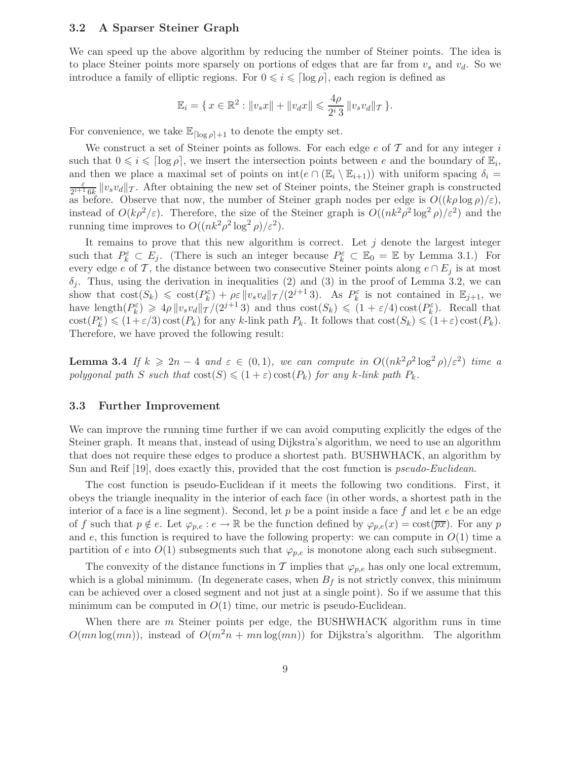### 3.2 A Sparser Steiner Graph

We can speed up the above algorithm by reducing the number of Steiner points. The idea is to place Steiner points more sparsely on portions of edges that are far from $v_s$ and $v_d$. So we introduce a family of elliptic regions. For $0 \leqslant i \leqslant \lceil \log \rho \rceil$, each region is defined as

$$\mathbb{E}_i = \{ \, x \in \mathbb{R}^2 : \|v_s x\| + \|v_d x\| \leqslant \frac{4\rho}{2^i \, 3} \|v_s v_d\|_{\mathcal{T}} \, \}.$$

For convenience, we take $\mathbb{E}_{\lceil \log \rho \rceil + 1}$ to denote the empty set.

We construct a set of Steiner points as follows. For each edge $e$ of $\mathcal{T}$ and for any integer $i$ such that $0 \leqslant i \leqslant \lceil \log \rho \rceil$, we insert the intersection points between $e$ and the boundary of $\mathbb{E}_i$, and then we place a maximal set of points on $\mathrm{int}(e \cap (\mathbb{E}_i \setminus \mathbb{E}_{i+1}))$ with uniform spacing $\delta_i = \frac{\varepsilon}{2^{i+1} 6k} \|v_s v_d\|_{\mathcal{T}}$. After obtaining the new set of Steiner points, the Steiner graph is constructed as before. Observe that now, the number of Steiner graph nodes per edge is $O((k\rho \log \rho)/\varepsilon)$, instead of $O(k\rho^2/\varepsilon)$. Therefore, the size of the Steiner graph is $O((nk^2\rho^2 \log^2 \rho)/\varepsilon^2)$ and the running time improves to $O((nk^2\rho^2 \log^2 \rho)/\varepsilon^2)$.

It remains to prove that this new algorithm is correct. Let $j$ denote the largest integer such that $P_k^\varepsilon \subset E_j$. (There is such an integer because $P_k^\varepsilon \subset \mathbb{E}_0 = \mathbb{E}$ by Lemma 3.1.) For every edge $e$ of $\mathcal{T}$, the distance between two consecutive Steiner points along $e \cap E_j$ is at most $\delta_j$. Thus, using the derivation in inequalities (2) and (3) in the proof of Lemma 3.2, we can show that $\mathrm{cost}(S_k) \leqslant \mathrm{cost}(P_k^\varepsilon) + \rho\varepsilon \|v_s v_d\|_{\mathcal{T}}/(2^{j+1} 3)$. As $P_k^\varepsilon$ is not contained in $\mathbb{E}_{j+1}$, we have $\mathrm{length}(P_k^\varepsilon) \geqslant 4\rho \|v_s v_d\|_{\mathcal{T}}/(2^{j+1} 3)$ and thus $\mathrm{cost}(S_k) \leqslant (1 + \varepsilon/4)\,\mathrm{cost}(P_k^\varepsilon)$. Recall that $\mathrm{cost}(P_k^\varepsilon) \leqslant (1+\varepsilon/3)\,\mathrm{cost}(P_k)$ for any $k$-link path $P_k$. It follows that $\mathrm{cost}(S_k) \leqslant (1+\varepsilon)\,\mathrm{cost}(P_k)$. Therefore, we have proved the following result:

**Lemma 3.4** *If $k \geqslant 2n - 4$ and $\varepsilon \in (0, 1)$, we can compute in $O((nk^2\rho^2 \log^2 \rho)/\varepsilon^2)$ time a polygonal path $S$ such that $\mathrm{cost}(S) \leqslant (1 + \varepsilon)\,\mathrm{cost}(P_k)$ for any $k$-link path $P_k$.*

### 3.3 Further Improvement

We can improve the running time further if we can avoid computing explicitly the edges of the Steiner graph. It means that, instead of using Dijkstra's algorithm, we need to use an algorithm that does not require these edges to produce a shortest path. BUSHWHACK, an algorithm by Sun and Reif [19], does exactly this, provided that the cost function is *pseudo-Euclidean*.

The cost function is pseudo-Euclidean if it meets the following two conditions. First, it obeys the triangle inequality in the interior of each face (in other words, a shortest path in the interior of a face is a line segment). Second, let $p$ be a point inside a face $f$ and let $e$ be an edge of $f$ such that $p \notin e$. Let $\varphi_{p,e} : e \to \mathbb{R}$ be the function defined by $\varphi_{p,e}(x) = \mathrm{cost}(\overline{px})$. For any $p$ and $e$, this function is required to have the following property: we can compute in $O(1)$ time a partition of $e$ into $O(1)$ subsegments such that $\varphi_{p,e}$ is monotone along each such subsegment.

The convexity of the distance functions in $\mathcal{T}$ implies that $\varphi_{p,e}$ has only one local extremum, which is a global minimum. (In degenerate cases, when $B_f$ is not strictly convex, this minimum can be achieved over a closed segment and not just at a single point). So if we assume that this minimum can be computed in $O(1)$ time, our metric is pseudo-Euclidean.

When there are $m$ Steiner points per edge, the BUSHWHACK algorithm runs in time $O(mn \log(mn))$, instead of $O(m^2 n + mn \log(mn))$ for Dijkstra's algorithm. The algorithm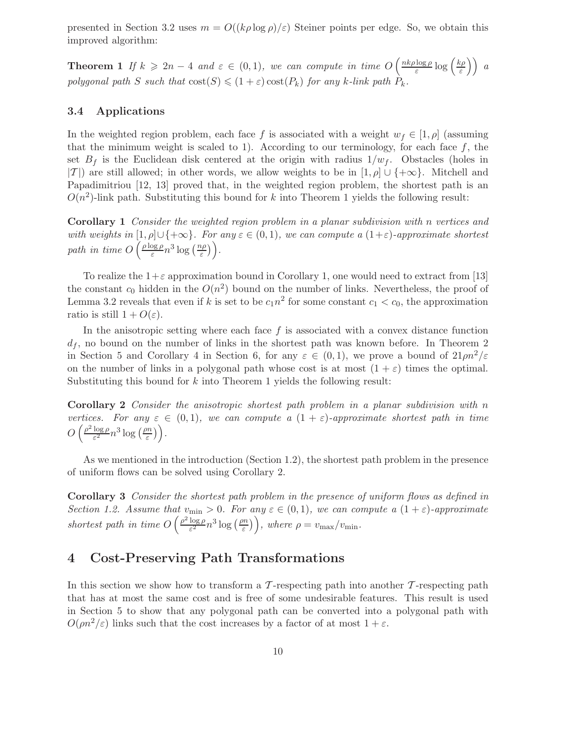presented in Section 3.2 uses $m = O((k\rho \log \rho)/\varepsilon)$ Steiner points per edge. So, we obtain this improved algorithm:

**Theorem 1** *If $k \geqslant 2n - 4$ and $\varepsilon \in (0, 1)$, we can compute in time $O\left(\frac{nk\rho \log \rho}{\varepsilon} \log\left(\frac{k\rho}{\varepsilon}\right)\right)$ a polygonal path $S$ such that $\text{cost}(S) \leqslant (1 + \varepsilon)\,\text{cost}(P_k)$ for any $k$-link path $P_k$.*

### 3.4 Applications

In the weighted region problem, each face $f$ is associated with a weight $w_f \in [1, \rho]$ (assuming that the minimum weight is scaled to 1). According to our terminology, for each face $f$, the set $B_f$ is the Euclidean disk centered at the origin with radius $1/w_f$. Obstacles (holes in $|\mathcal{T}|$) are still allowed; in other words, we allow weights to be in $[1, \rho] \cup \{+\infty\}$. Mitchell and Papadimitriou [12, 13] proved that, in the weighted region problem, the shortest path is an $O(n^2)$-link path. Substituting this bound for $k$ into Theorem 1 yields the following result:

**Corollary 1** *Consider the weighted region problem in a planar subdivision with $n$ vertices and with weights in $[1, \rho] \cup \{+\infty\}$. For any $\varepsilon \in (0, 1)$, we can compute a $(1+\varepsilon)$-approximate shortest path in time $O\left(\frac{\rho \log \rho}{\varepsilon} n^3 \log\left(\frac{n\rho}{\varepsilon}\right)\right)$.*

To realize the $1+\varepsilon$ approximation bound in Corollary 1, one would need to extract from [13] the constant $c_0$ hidden in the $O(n^2)$ bound on the number of links. Nevertheless, the proof of Lemma 3.2 reveals that even if $k$ is set to be $c_1 n^2$ for some constant $c_1 < c_0$, the approximation ratio is still $1 + O(\varepsilon)$.

In the anisotropic setting where each face $f$ is associated with a convex distance function $d_f$, no bound on the number of links in the shortest path was known before. In Theorem 2 in Section 5 and Corollary 4 in Section 6, for any $\varepsilon \in (0, 1)$, we prove a bound of $21\rho n^2/\varepsilon$ on the number of links in a polygonal path whose cost is at most $(1 + \varepsilon)$ times the optimal. Substituting this bound for $k$ into Theorem 1 yields the following result:

**Corollary 2** *Consider the anisotropic shortest path problem in a planar subdivision with $n$ vertices. For any $\varepsilon \in (0, 1)$, we can compute a $(1 + \varepsilon)$-approximate shortest path in time $O\left(\frac{\rho^2 \log \rho}{\varepsilon^2} n^3 \log\left(\frac{\rho n}{\varepsilon}\right)\right)$.*

As we mentioned in the introduction (Section 1.2), the shortest path problem in the presence of uniform flows can be solved using Corollary 2.

**Corollary 3** *Consider the shortest path problem in the presence of uniform flows as defined in Section 1.2. Assume that $v_{\min} > 0$. For any $\varepsilon \in (0, 1)$, we can compute a $(1 + \varepsilon)$-approximate shortest path in time $O\left(\frac{\rho^2 \log \rho}{\varepsilon^2} n^3 \log\left(\frac{\rho n}{\varepsilon}\right)\right)$, where $\rho = v_{\max}/v_{\min}$.*

## 4 Cost-Preserving Path Transformations

In this section we show how to transform a $\mathcal{T}$-respecting path into another $\mathcal{T}$-respecting path that has at most the same cost and is free of some undesirable features. This result is used in Section 5 to show that any polygonal path can be converted into a polygonal path with $O(\rho n^2/\varepsilon)$ links such that the cost increases by a factor of at most $1 + \varepsilon$.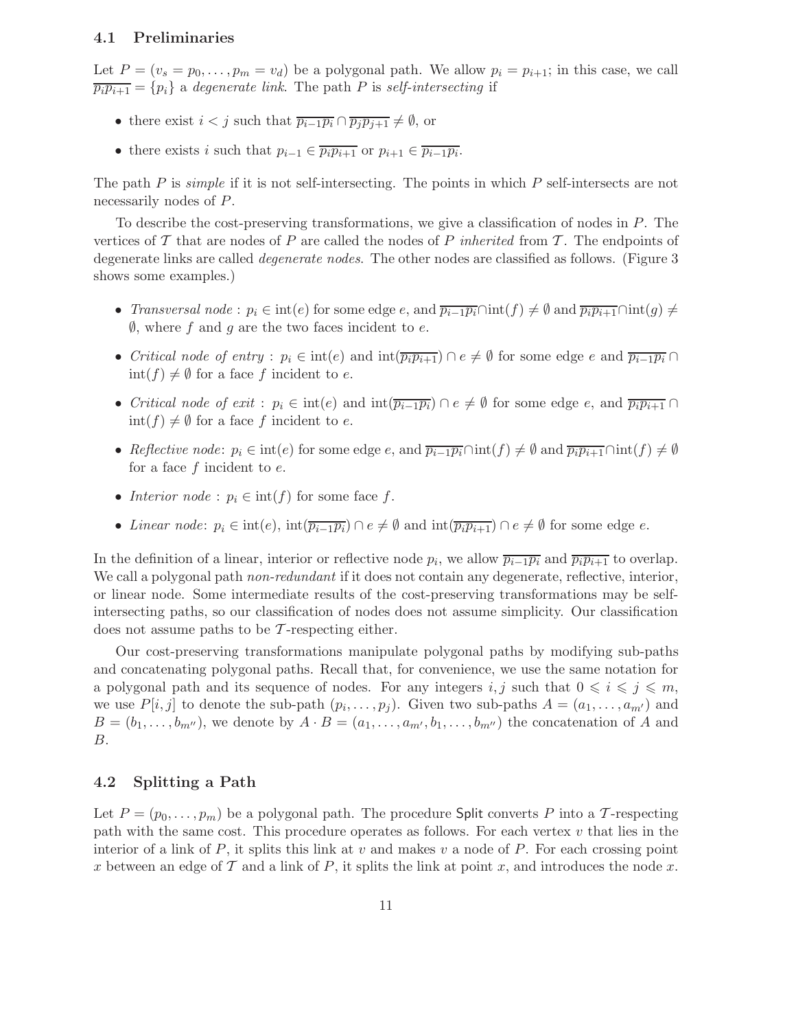### 4.1 Preliminaries

Let $P = (v_s = p_0, \ldots, p_m = v_d)$ be a polygonal path. We allow $p_i = p_{i+1}$; in this case, we call $\overline{p_i p_{i+1}} = \{p_i\}$ a *degenerate link*. The path $P$ is *self-intersecting* if

- there exist $i < j$ such that $\overline{p_{i-1}p_i} \cap \overline{p_j p_{j+1}} \neq \emptyset$, or
- there exists $i$ such that $p_{i-1} \in \overline{p_i p_{i+1}}$ or $p_{i+1} \in \overline{p_{i-1}p_i}$.

The path $P$ is *simple* if it is not self-intersecting. The points in which $P$ self-intersects are not necessarily nodes of $P$.

To describe the cost-preserving transformations, we give a classification of nodes in $P$. The vertices of $\mathcal{T}$ that are nodes of $P$ are called the nodes of $P$ *inherited* from $\mathcal{T}$. The endpoints of degenerate links are called *degenerate nodes*. The other nodes are classified as follows. (Figure 3 shows some examples.)

- *Transversal node* : $p_i \in \text{int}(e)$ for some edge $e$, and $\overline{p_{i-1}p_i} \cap \text{int}(f) \neq \emptyset$ and $\overline{p_i p_{i+1}} \cap \text{int}(g) \neq \emptyset$, where $f$ and $g$ are the two faces incident to $e$.
- *Critical node of entry* : $p_i \in \text{int}(e)$ and $\text{int}(\overline{p_i p_{i+1}}) \cap e \neq \emptyset$ for some edge $e$ and $\overline{p_{i-1}p_i} \cap \text{int}(f) \neq \emptyset$ for a face $f$ incident to $e$.
- *Critical node of exit* : $p_i \in \text{int}(e)$ and $\text{int}(\overline{p_{i-1}p_i}) \cap e \neq \emptyset$ for some edge $e$, and $\overline{p_i p_{i+1}} \cap \text{int}(f) \neq \emptyset$ for a face $f$ incident to $e$.
- *Reflective node*: $p_i \in \text{int}(e)$ for some edge $e$, and $\overline{p_{i-1}p_i} \cap \text{int}(f) \neq \emptyset$ and $\overline{p_i p_{i+1}} \cap \text{int}(f) \neq \emptyset$ for a face $f$ incident to $e$.
- *Interior node* : $p_i \in \text{int}(f)$ for some face $f$.
- *Linear node*: $p_i \in \text{int}(e)$, $\text{int}(\overline{p_{i-1}p_i}) \cap e \neq \emptyset$ and $\text{int}(\overline{p_i p_{i+1}}) \cap e \neq \emptyset$ for some edge $e$.

In the definition of a linear, interior or reflective node $p_i$, we allow $\overline{p_{i-1}p_i}$ and $\overline{p_i p_{i+1}}$ to overlap. We call a polygonal path *non-redundant* if it does not contain any degenerate, reflective, interior, or linear node. Some intermediate results of the cost-preserving transformations may be self-intersecting paths, so our classification of nodes does not assume simplicity. Our classification does not assume paths to be $\mathcal{T}$-respecting either.

Our cost-preserving transformations manipulate polygonal paths by modifying sub-paths and concatenating polygonal paths. Recall that, for convenience, we use the same notation for a polygonal path and its sequence of nodes. For any integers $i, j$ such that $0 \leqslant i \leqslant j \leqslant m$, we use $P[i, j]$ to denote the sub-path $(p_i, \ldots, p_j)$. Given two sub-paths $A = (a_1, \ldots, a_{m'})$ and $B = (b_1, \ldots, b_{m''})$, we denote by $A \cdot B = (a_1, \ldots, a_{m'}, b_1, \ldots, b_{m''})$ the concatenation of $A$ and $B$.

### 4.2 Splitting a Path

Let $P = (p_0, \ldots, p_m)$ be a polygonal path. The procedure Split converts $P$ into a $\mathcal{T}$-respecting path with the same cost. This procedure operates as follows. For each vertex $v$ that lies in the interior of a link of $P$, it splits this link at $v$ and makes $v$ a node of $P$. For each crossing point $x$ between an edge of $\mathcal{T}$ and a link of $P$, it splits the link at point $x$, and introduces the node $x$.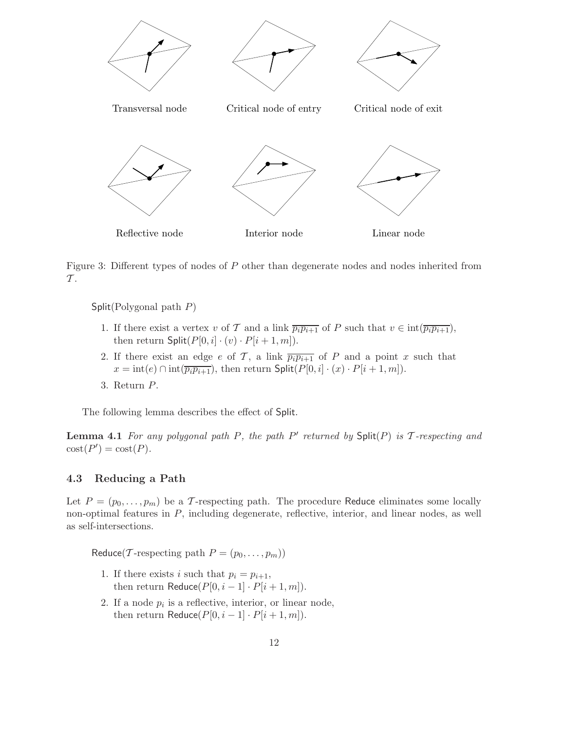Transversal node

Critical node of entry

Critical node of exit

Reflective node

Interior node

Linear node

Figure 3: Different types of nodes of $P$ other than degenerate nodes and nodes inherited from $\mathcal{T}$.

Split(Polygonal path $P$)

1. If there exist a vertex $v$ of $\mathcal{T}$ and a link $\overline{p_i p_{i+1}}$ of $P$ such that $v \in \text{int}(\overline{p_i p_{i+1}})$, then return $\text{Split}(P[0,i] \cdot (v) \cdot P[i+1,m])$.
2. If there exist an edge $e$ of $\mathcal{T}$, a link $\overline{p_i p_{i+1}}$ of $P$ and a point $x$ such that $x = \text{int}(e) \cap \text{int}(\overline{p_i p_{i+1}})$, then return $\text{Split}(P[0,i] \cdot (x) \cdot P[i+1,m])$.
3. Return $P$.

The following lemma describes the effect of Split.

**Lemma 4.1** *For any polygonal path $P$, the path $P'$ returned by* Split$(P)$ *is $\mathcal{T}$-respecting and* $\text{cost}(P') = \text{cost}(P)$.

### 4.3 Reducing a Path

Let $P = (p_0, \ldots, p_m)$ be a $\mathcal{T}$-respecting path. The procedure Reduce eliminates some locally non-optimal features in $P$, including degenerate, reflective, interior, and linear nodes, as well as self-intersections.

Reduce($\mathcal{T}$-respecting path $P = (p_0, \ldots, p_m)$)

1. If there exists $i$ such that $p_i = p_{i+1}$, then return $\text{Reduce}(P[0,i-1] \cdot P[i+1,m])$.
2. If a node $p_i$ is a reflective, interior, or linear node, then return $\text{Reduce}(P[0,i-1] \cdot P[i+1,m])$.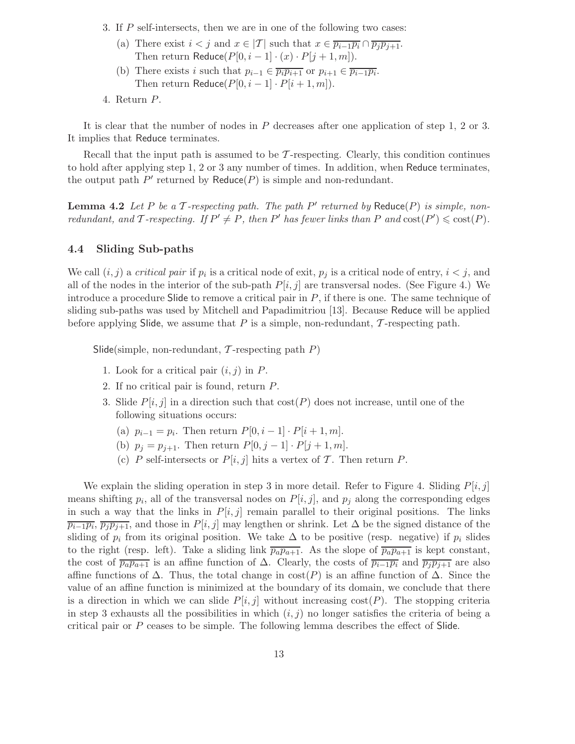3. If $P$ self-intersects, then we are in one of the following two cases:
   (a) There exist $i < j$ and $x \in |\mathcal{T}|$ such that $x \in \overline{p_{i-1}p_i} \cap \overline{p_j p_{j+1}}$.
   Then return $\mathsf{Reduce}(P[0, i-1] \cdot (x) \cdot P[j+1, m])$.
   (b) There exists $i$ such that $p_{i-1} \in \overline{p_i p_{i+1}}$ or $p_{i+1} \in \overline{p_{i-1}p_i}$.
   Then return $\mathsf{Reduce}(P[0, i-1] \cdot P[i+1, m])$.
4. Return $P$.

It is clear that the number of nodes in $P$ decreases after one application of step 1, 2 or 3. It implies that Reduce terminates.

Recall that the input path is assumed to be $\mathcal{T}$-respecting. Clearly, this condition continues to hold after applying step 1, 2 or 3 any number of times. In addition, when Reduce terminates, the output path $P'$ returned by $\mathsf{Reduce}(P)$ is simple and non-redundant.

**Lemma 4.2** *Let $P$ be a $\mathcal{T}$-respecting path. The path $P'$ returned by* $\mathsf{Reduce}(P)$ *is simple, non-redundant, and $\mathcal{T}$-respecting. If $P' \neq P$, then $P'$ has fewer links than $P$ and $\mathrm{cost}(P') \leqslant \mathrm{cost}(P)$.*

### 4.4 Sliding Sub-paths

We call $(i, j)$ a *critical pair* if $p_i$ is a critical node of exit, $p_j$ is a critical node of entry, $i < j$, and all of the nodes in the interior of the sub-path $P[i, j]$ are transversal nodes. (See Figure 4.) We introduce a procedure Slide to remove a critical pair in $P$, if there is one. The same technique of sliding sub-paths was used by Mitchell and Papadimitriou [13]. Because Reduce will be applied before applying Slide, we assume that $P$ is a simple, non-redundant, $\mathcal{T}$-respecting path.

Slide(simple, non-redundant, $\mathcal{T}$-respecting path $P$)

1. Look for a critical pair $(i, j)$ in $P$.
2. If no critical pair is found, return $P$.
3. Slide $P[i, j]$ in a direction such that $\mathrm{cost}(P)$ does not increase, until one of the following situations occurs:
   (a) $p_{i-1} = p_i$. Then return $P[0, i-1] \cdot P[i+1, m]$.
   (b) $p_j = p_{j+1}$. Then return $P[0, j-1] \cdot P[j+1, m]$.
   (c) $P$ self-intersects or $P[i, j]$ hits a vertex of $\mathcal{T}$. Then return $P$.

We explain the sliding operation in step 3 in more detail. Refer to Figure 4. Sliding $P[i, j]$ means shifting $p_i$, all of the transversal nodes on $P[i, j]$, and $p_j$ along the corresponding edges in such a way that the links in $P[i, j]$ remain parallel to their original positions. The links $\overline{p_{i-1}p_i}$, $\overline{p_j p_{j+1}}$, and those in $P[i, j]$ may lengthen or shrink. Let $\Delta$ be the signed distance of the sliding of $p_i$ from its original position. We take $\Delta$ to be positive (resp. negative) if $p_i$ slides to the right (resp. left). Take a sliding link $\overline{p_a p_{a+1}}$. As the slope of $\overline{p_a p_{a+1}}$ is kept constant, the cost of $\overline{p_a p_{a+1}}$ is an affine function of $\Delta$. Clearly, the costs of $\overline{p_{i-1}p_i}$ and $\overline{p_j p_{j+1}}$ are also affine functions of $\Delta$. Thus, the total change in $\mathrm{cost}(P)$ is an affine function of $\Delta$. Since the value of an affine function is minimized at the boundary of its domain, we conclude that there is a direction in which we can slide $P[i, j]$ without increasing $\mathrm{cost}(P)$. The stopping criteria in step 3 exhausts all the possibilities in which $(i, j)$ no longer satisfies the criteria of being a critical pair or $P$ ceases to be simple. The following lemma describes the effect of Slide.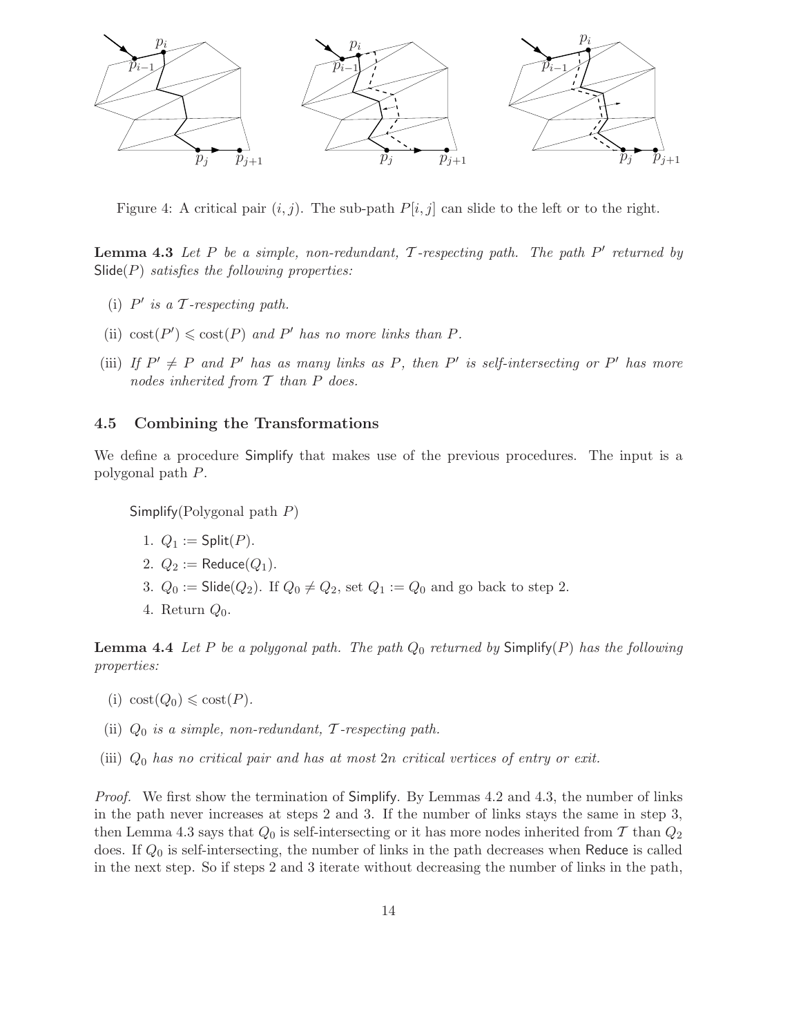Figure 4: A critical pair $(i, j)$. The sub-path $P[i, j]$ can slide to the left or to the right.

**Lemma 4.3** *Let $P$ be a simple, non-redundant, $\mathcal{T}$-respecting path. The path $P'$ returned by* Slide$(P)$ *satisfies the following properties:*

(i) *$P'$ is a $\mathcal{T}$-respecting path.*

(ii) *$\text{cost}(P') \leqslant \text{cost}(P)$ and $P'$ has no more links than $P$.*

(iii) *If $P' \neq P$ and $P'$ has as many links as $P$, then $P'$ is self-intersecting or $P'$ has more nodes inherited from $\mathcal{T}$ than $P$ does.*

### 4.5 Combining the Transformations

We define a procedure Simplify that makes use of the previous procedures. The input is a polygonal path $P$.

Simplify(Polygonal path $P$)

1. $Q_1 :=$ Split$(P)$.
2. $Q_2 :=$ Reduce$(Q_1)$.
3. $Q_0 :=$ Slide$(Q_2)$. If $Q_0 \neq Q_2$, set $Q_1 := Q_0$ and go back to step 2.
4. Return $Q_0$.

**Lemma 4.4** *Let $P$ be a polygonal path. The path $Q_0$ returned by* Simplify$(P)$ *has the following properties:*

(i) *$\text{cost}(Q_0) \leqslant \text{cost}(P)$.*

(ii) *$Q_0$ is a simple, non-redundant, $\mathcal{T}$-respecting path.*

(iii) *$Q_0$ has no critical pair and has at most $2n$ critical vertices of entry or exit.*

*Proof.* We first show the termination of Simplify. By Lemmas 4.2 and 4.3, the number of links in the path never increases at steps 2 and 3. If the number of links stays the same in step 3, then Lemma 4.3 says that $Q_0$ is self-intersecting or it has more nodes inherited from $\mathcal{T}$ than $Q_2$ does. If $Q_0$ is self-intersecting, the number of links in the path decreases when Reduce is called in the next step. So if steps 2 and 3 iterate without decreasing the number of links in the path,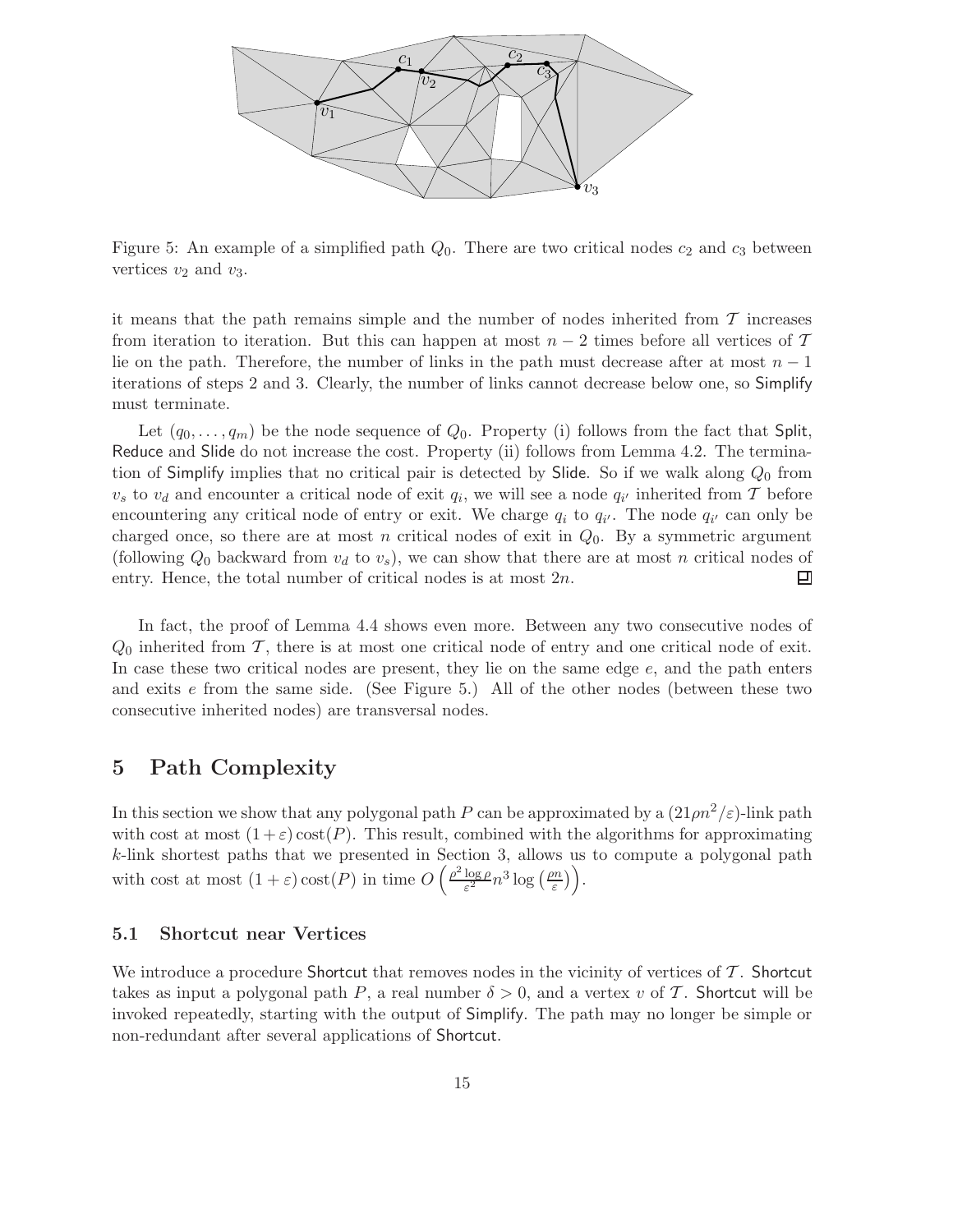Figure 5: An example of a simplified path $Q_0$. There are two critical nodes $c_2$ and $c_3$ between vertices $v_2$ and $v_3$.

it means that the path remains simple and the number of nodes inherited from $\mathcal{T}$ increases from iteration to iteration. But this can happen at most $n-2$ times before all vertices of $\mathcal{T}$ lie on the path. Therefore, the number of links in the path must decrease after at most $n-1$ iterations of steps 2 and 3. Clearly, the number of links cannot decrease below one, so Simplify must terminate.

Let $(q_0, \ldots, q_m)$ be the node sequence of $Q_0$. Property (i) follows from the fact that Split, Reduce and Slide do not increase the cost. Property (ii) follows from Lemma 4.2. The termination of Simplify implies that no critical pair is detected by Slide. So if we walk along $Q_0$ from $v_s$ to $v_d$ and encounter a critical node of exit $q_i$, we will see a node $q_{i'}$ inherited from $\mathcal{T}$ before encountering any critical node of entry or exit. We charge $q_i$ to $q_{i'}$. The node $q_{i'}$ can only be charged once, so there are at most $n$ critical nodes of exit in $Q_0$. By a symmetric argument (following $Q_0$ backward from $v_d$ to $v_s$), we can show that there are at most $n$ critical nodes of entry. Hence, the total number of critical nodes is at most $2n$. ◻

In fact, the proof of Lemma 4.4 shows even more. Between any two consecutive nodes of $Q_0$ inherited from $\mathcal{T}$, there is at most one critical node of entry and one critical node of exit. In case these two critical nodes are present, they lie on the same edge $e$, and the path enters and exits $e$ from the same side. (See Figure 5.) All of the other nodes (between these two consecutive inherited nodes) are transversal nodes.

# 5 Path Complexity

In this section we show that any polygonal path $P$ can be approximated by a $(21\rho n^2/\varepsilon)$-link path with cost at most $(1+\varepsilon)\,\mathrm{cost}(P)$. This result, combined with the algorithms for approximating $k$-link shortest paths that we presented in Section 3, allows us to compute a polygonal path with cost at most $(1+\varepsilon)\,\mathrm{cost}(P)$ in time $O\left(\frac{\rho^2 \log \rho}{\varepsilon^2} n^3 \log\left(\frac{\rho n}{\varepsilon}\right)\right)$.

## 5.1 Shortcut near Vertices

We introduce a procedure Shortcut that removes nodes in the vicinity of vertices of $\mathcal{T}$. Shortcut takes as input a polygonal path $P$, a real number $\delta > 0$, and a vertex $v$ of $\mathcal{T}$. Shortcut will be invoked repeatedly, starting with the output of Simplify. The path may no longer be simple or non-redundant after several applications of Shortcut.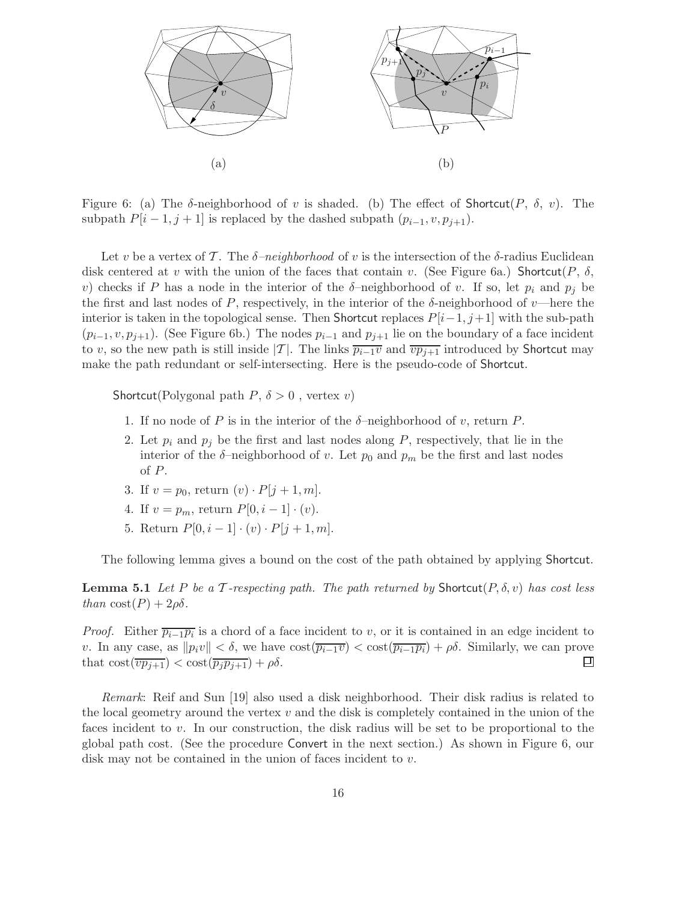Figure 6: (a) The $\delta$-neighborhood of $v$ is shaded. (b) The effect of Shortcut($P$, $\delta$, $v$). The subpath $P[i-1, j+1]$ is replaced by the dashed subpath $(p_{i-1}, v, p_{j+1})$.

Let $v$ be a vertex of $\mathcal{T}$. The *$\delta$–neighborhood* of $v$ is the intersection of the $\delta$-radius Euclidean disk centered at $v$ with the union of the faces that contain $v$. (See Figure 6a.) Shortcut($P$, $\delta$, $v$) checks if $P$ has a node in the interior of the $\delta$–neighborhood of $v$. If so, let $p_i$ and $p_j$ be the first and last nodes of $P$, respectively, in the interior of the $\delta$-neighborhood of $v$—here the interior is taken in the topological sense. Then Shortcut replaces $P[i-1, j+1]$ with the sub-path $(p_{i-1}, v, p_{j+1})$. (See Figure 6b.) The nodes $p_{i-1}$ and $p_{j+1}$ lie on the boundary of a face incident to $v$, so the new path is still inside $|\mathcal{T}|$. The links $\overline{p_{i-1}v}$ and $\overline{vp_{j+1}}$ introduced by Shortcut may make the path redundant or self-intersecting. Here is the pseudo-code of Shortcut.

Shortcut(Polygonal path $P$, $\delta > 0$ , vertex $v$)

1. If no node of $P$ is in the interior of the $\delta$–neighborhood of $v$, return $P$.
2. Let $p_i$ and $p_j$ be the first and last nodes along $P$, respectively, that lie in the interior of the $\delta$–neighborhood of $v$. Let $p_0$ and $p_m$ be the first and last nodes of $P$.
3. If $v = p_0$, return $(v) \cdot P[j+1, m]$.
4. If $v = p_m$, return $P[0, i-1] \cdot (v)$.
5. Return $P[0, i-1] \cdot (v) \cdot P[j+1, m]$.

The following lemma gives a bound on the cost of the path obtained by applying Shortcut.

**Lemma 5.1** *Let $P$ be a $\mathcal{T}$-respecting path. The path returned by* Shortcut$(P, \delta, v)$ *has cost less than* $\text{cost}(P) + 2\rho\delta$.

*Proof.* Either $\overline{p_{i-1}p_i}$ is a chord of a face incident to $v$, or it is contained in an edge incident to $v$. In any case, as $\|p_i v\| < \delta$, we have $\text{cost}(\overline{p_{i-1}v}) < \text{cost}(\overline{p_{i-1}p_i}) + \rho\delta$. Similarly, we can prove that $\text{cost}(\overline{vp_{j+1}}) < \text{cost}(\overline{p_j p_{j+1}}) + \rho\delta$. ◻

*Remark*: Reif and Sun [19] also used a disk neighborhood. Their disk radius is related to the local geometry around the vertex $v$ and the disk is completely contained in the union of the faces incident to $v$. In our construction, the disk radius will be set to be proportional to the global path cost. (See the procedure Convert in the next section.) As shown in Figure 6, our disk may not be contained in the union of faces incident to $v$.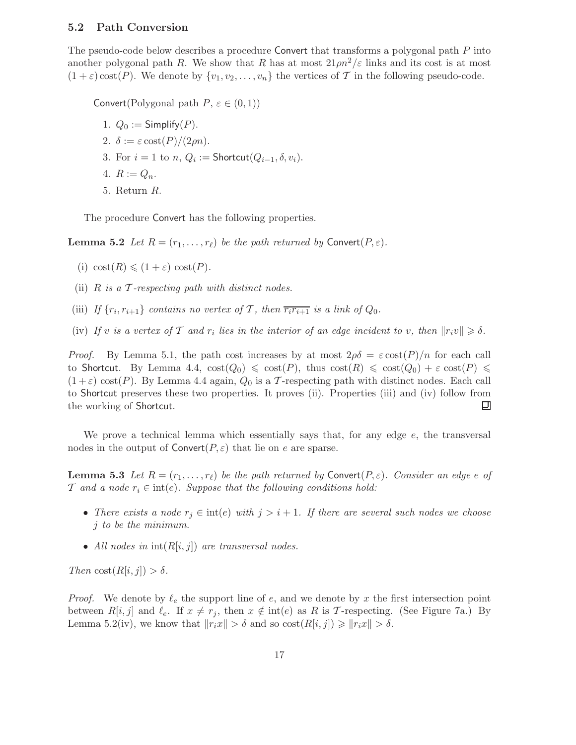### 5.2 Path Conversion

The pseudo-code below describes a procedure Convert that transforms a polygonal path $P$ into another polygonal path $R$. We show that $R$ has at most $21\rho n^2/\varepsilon$ links and its cost is at most $(1+\varepsilon)\,\mathrm{cost}(P)$. We denote by $\{v_1, v_2, \ldots, v_n\}$ the vertices of $\mathcal{T}$ in the following pseudo-code.

Convert(Polygonal path $P$, $\varepsilon \in (0,1)$)

1. $Q_0 := \mathsf{Simplify}(P)$.
2. $\delta := \varepsilon\,\mathrm{cost}(P)/(2\rho n)$.
3. For $i = 1$ to $n$, $Q_i := \mathsf{Shortcut}(Q_{i-1}, \delta, v_i)$.
4. $R := Q_n$.
5. Return $R$.

The procedure Convert has the following properties.

**Lemma 5.2** *Let $R = (r_1, \ldots, r_\ell)$ be the path returned by* Convert$(P, \varepsilon)$.

(i) $\mathrm{cost}(R) \leqslant (1+\varepsilon)\,\mathrm{cost}(P)$.

(ii) *$R$ is a $\mathcal{T}$-respecting path with distinct nodes.*

(iii) *If $\{r_i, r_{i+1}\}$ contains no vertex of $\mathcal{T}$, then $\overline{r_i r_{i+1}}$ is a link of $Q_0$.*

(iv) *If $v$ is a vertex of $\mathcal{T}$ and $r_i$ lies in the interior of an edge incident to $v$, then $\|r_i v\| \geqslant \delta$.*

*Proof.* By Lemma 5.1, the path cost increases by at most $2\rho\delta = \varepsilon\,\mathrm{cost}(P)/n$ for each call to Shortcut. By Lemma 4.4, $\mathrm{cost}(Q_0) \leqslant \mathrm{cost}(P)$, thus $\mathrm{cost}(R) \leqslant \mathrm{cost}(Q_0) + \varepsilon\,\mathrm{cost}(P) \leqslant (1+\varepsilon)\,\mathrm{cost}(P)$. By Lemma 4.4 again, $Q_0$ is a $\mathcal{T}$-respecting path with distinct nodes. Each call to Shortcut preserves these two properties. It proves (ii). Properties (iii) and (iv) follow from the working of Shortcut. ◻

We prove a technical lemma which essentially says that, for any edge $e$, the transversal nodes in the output of Convert$(P, \varepsilon)$ that lie on $e$ are sparse.

**Lemma 5.3** *Let $R = (r_1, \ldots, r_\ell)$ be the path returned by* Convert$(P, \varepsilon)$. *Consider an edge $e$ of $\mathcal{T}$ and a node $r_i \in \mathrm{int}(e)$. Suppose that the following conditions hold:*

- *There exists a node $r_j \in \mathrm{int}(e)$ with $j > i+1$. If there are several such nodes we choose $j$ to be the minimum.*
- *All nodes in $\mathrm{int}(R[i,j])$ are transversal nodes.*

*Then $\mathrm{cost}(R[i,j]) > \delta$.*

*Proof.* We denote by $\ell_e$ the support line of $e$, and we denote by $x$ the first intersection point between $R[i,j]$ and $\ell_e$. If $x \neq r_j$, then $x \notin \mathrm{int}(e)$ as $R$ is $\mathcal{T}$-respecting. (See Figure 7a.) By Lemma 5.2(iv), we know that $\|r_i x\| > \delta$ and so $\mathrm{cost}(R[i,j]) \geqslant \|r_i x\| > \delta$.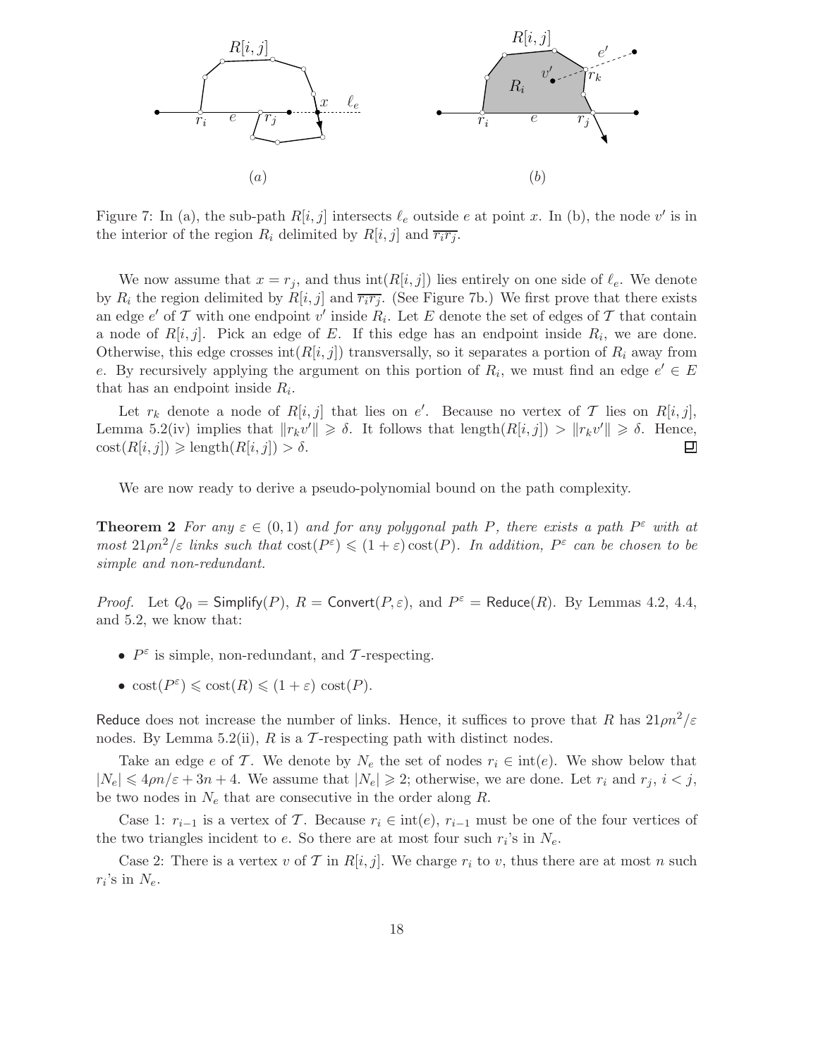Figure 7: In (a), the sub-path $R[i,j]$ intersects $\ell_e$ outside $e$ at point $x$. In (b), the node $v'$ is in the interior of the region $R_i$ delimited by $R[i,j]$ and $\overline{r_i r_j}$.

We now assume that $x = r_j$, and thus $\text{int}(R[i,j])$ lies entirely on one side of $\ell_e$. We denote by $R_i$ the region delimited by $R[i,j]$ and $\overline{r_i r_j}$. (See Figure 7b.) We first prove that there exists an edge $e'$ of $\mathcal{T}$ with one endpoint $v'$ inside $R_i$. Let $E$ denote the set of edges of $\mathcal{T}$ that contain a node of $R[i,j]$. Pick an edge of $E$. If this edge has an endpoint inside $R_i$, we are done. Otherwise, this edge crosses $\text{int}(R[i,j])$ transversally, so it separates a portion of $R_i$ away from $e$. By recursively applying the argument on this portion of $R_i$, we must find an edge $e' \in E$ that has an endpoint inside $R_i$.

Let $r_k$ denote a node of $R[i,j]$ that lies on $e'$. Because no vertex of $\mathcal{T}$ lies on $R[i,j]$, Lemma 5.2(iv) implies that $\|r_k v'\| \geqslant \delta$. It follows that $\text{length}(R[i,j]) > \|r_k v'\| \geqslant \delta$. Hence, $\text{cost}(R[i,j]) \geqslant \text{length}(R[i,j]) > \delta$. ◻

We are now ready to derive a pseudo-polynomial bound on the path complexity.

**Theorem 2** *For any $\varepsilon \in (0,1)$ and for any polygonal path $P$, there exists a path $P^\varepsilon$ with at most $21\rho n^2/\varepsilon$ links such that $\text{cost}(P^\varepsilon) \leqslant (1+\varepsilon)\,\text{cost}(P)$. In addition, $P^\varepsilon$ can be chosen to be simple and non-redundant.*

*Proof.* Let $Q_0 = \mathsf{Simplify}(P)$, $R = \mathsf{Convert}(P, \varepsilon)$, and $P^\varepsilon = \mathsf{Reduce}(R)$. By Lemmas 4.2, 4.4, and 5.2, we know that:

- $P^\varepsilon$ is simple, non-redundant, and $\mathcal{T}$-respecting.
- $\text{cost}(P^\varepsilon) \leqslant \text{cost}(R) \leqslant (1+\varepsilon)\ \text{cost}(P)$.

$\mathsf{Reduce}$ does not increase the number of links. Hence, it suffices to prove that $R$ has $21\rho n^2/\varepsilon$ nodes. By Lemma 5.2(ii), $R$ is a $\mathcal{T}$-respecting path with distinct nodes.

Take an edge $e$ of $\mathcal{T}$. We denote by $N_e$ the set of nodes $r_i \in \text{int}(e)$. We show below that $|N_e| \leqslant 4\rho n/\varepsilon + 3n + 4$. We assume that $|N_e| \geqslant 2$; otherwise, we are done. Let $r_i$ and $r_j$, $i < j$, be two nodes in $N_e$ that are consecutive in the order along $R$.

Case 1: $r_{i-1}$ is a vertex of $\mathcal{T}$. Because $r_i \in \text{int}(e)$, $r_{i-1}$ must be one of the four vertices of the two triangles incident to $e$. So there are at most four such $r_i$'s in $N_e$.

Case 2: There is a vertex $v$ of $\mathcal{T}$ in $R[i,j]$. We charge $r_i$ to $v$, thus there are at most $n$ such $r_i$'s in $N_e$.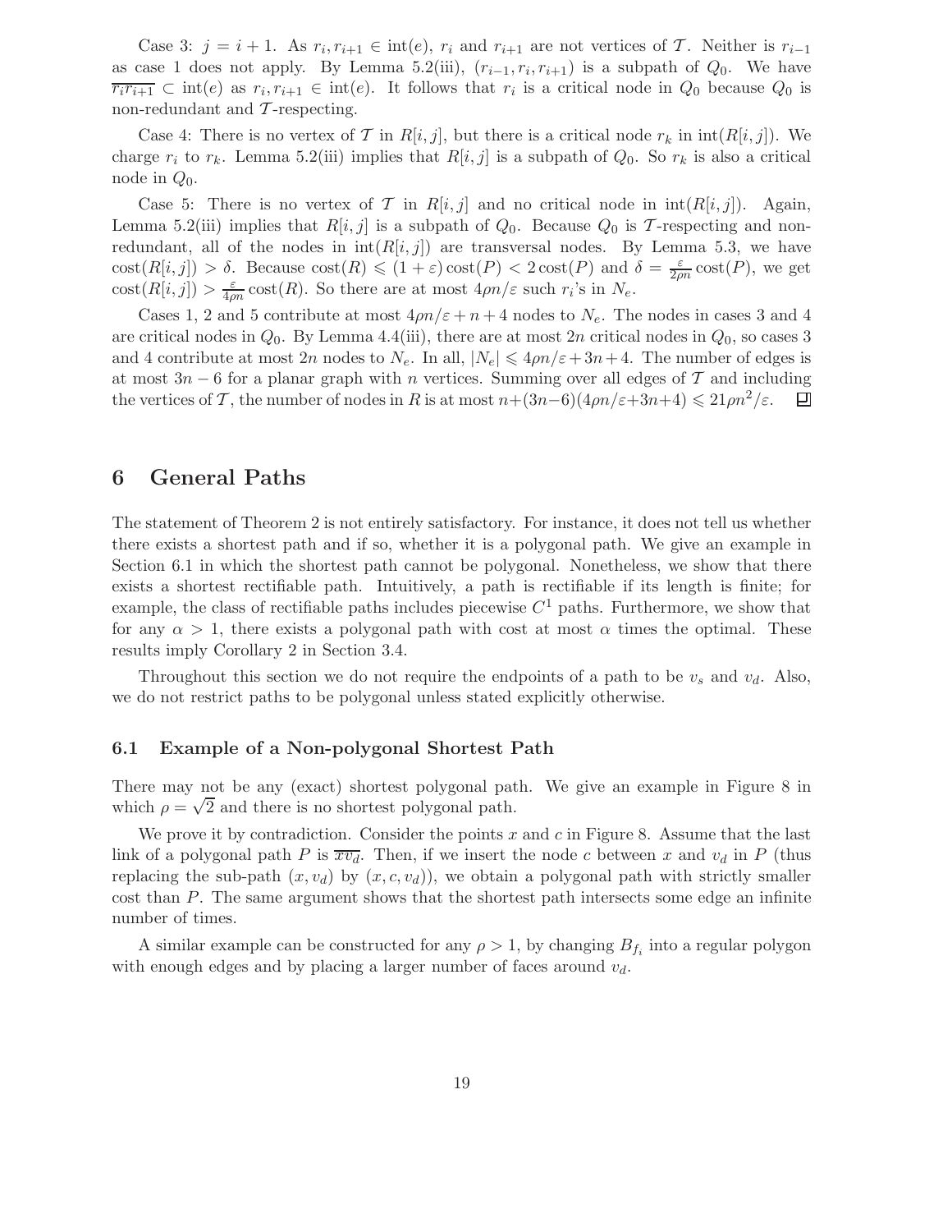Case 3: $j = i + 1$. As $r_i, r_{i+1} \in \text{int}(e)$, $r_i$ and $r_{i+1}$ are not vertices of $\mathcal{T}$. Neither is $r_{i-1}$ as case 1 does not apply. By Lemma 5.2(iii), $(r_{i-1}, r_i, r_{i+1})$ is a subpath of $Q_0$. We have $\overline{r_i r_{i+1}} \subset \text{int}(e)$ as $r_i, r_{i+1} \in \text{int}(e)$. It follows that $r_i$ is a critical node in $Q_0$ because $Q_0$ is non-redundant and $\mathcal{T}$-respecting.

Case 4: There is no vertex of $\mathcal{T}$ in $R[i, j]$, but there is a critical node $r_k$ in $\text{int}(R[i, j])$. We charge $r_i$ to $r_k$. Lemma 5.2(iii) implies that $R[i, j]$ is a subpath of $Q_0$. So $r_k$ is also a critical node in $Q_0$.

Case 5: There is no vertex of $\mathcal{T}$ in $R[i, j]$ and no critical node in $\text{int}(R[i, j])$. Again, Lemma 5.2(iii) implies that $R[i, j]$ is a subpath of $Q_0$. Because $Q_0$ is $\mathcal{T}$-respecting and non-redundant, all of the nodes in $\text{int}(R[i, j])$ are transversal nodes. By Lemma 5.3, we have $\text{cost}(R[i, j]) > \delta$. Because $\text{cost}(R) \leqslant (1 + \varepsilon)\,\text{cost}(P) < 2\,\text{cost}(P)$ and $\delta = \frac{\varepsilon}{2\rho n}\,\text{cost}(P)$, we get $\text{cost}(R[i, j]) > \frac{\varepsilon}{4\rho n}\,\text{cost}(R)$. So there are at most $4\rho n/\varepsilon$ such $r_i$'s in $N_e$.

Cases 1, 2 and 5 contribute at most $4\rho n/\varepsilon + n + 4$ nodes to $N_e$. The nodes in cases 3 and 4 are critical nodes in $Q_0$. By Lemma 4.4(iii), there are at most $2n$ critical nodes in $Q_0$, so cases 3 and 4 contribute at most $2n$ nodes to $N_e$. In all, $|N_e| \leqslant 4\rho n/\varepsilon + 3n + 4$. The number of edges is at most $3n - 6$ for a planar graph with $n$ vertices. Summing over all edges of $\mathcal{T}$ and including the vertices of $\mathcal{T}$, the number of nodes in $R$ is at most $n + (3n-6)(4\rho n/\varepsilon + 3n + 4) \leqslant 21\rho n^2/\varepsilon$. ◻

## 6 General Paths

The statement of Theorem 2 is not entirely satisfactory. For instance, it does not tell us whether there exists a shortest path and if so, whether it is a polygonal path. We give an example in Section 6.1 in which the shortest path cannot be polygonal. Nonetheless, we show that there exists a shortest rectifiable path. Intuitively, a path is rectifiable if its length is finite; for example, the class of rectifiable paths includes piecewise $C^1$ paths. Furthermore, we show that for any $\alpha > 1$, there exists a polygonal path with cost at most $\alpha$ times the optimal. These results imply Corollary 2 in Section 3.4.

Throughout this section we do not require the endpoints of a path to be $v_s$ and $v_d$. Also, we do not restrict paths to be polygonal unless stated explicitly otherwise.

### 6.1 Example of a Non-polygonal Shortest Path

There may not be any (exact) shortest polygonal path. We give an example in Figure 8 in which $\rho = \sqrt{2}$ and there is no shortest polygonal path.

We prove it by contradiction. Consider the points $x$ and $c$ in Figure 8. Assume that the last link of a polygonal path $P$ is $\overline{xv_d}$. Then, if we insert the node $c$ between $x$ and $v_d$ in $P$ (thus replacing the sub-path $(x, v_d)$ by $(x, c, v_d)$), we obtain a polygonal path with strictly smaller cost than $P$. The same argument shows that the shortest path intersects some edge an infinite number of times.

A similar example can be constructed for any $\rho > 1$, by changing $B_{f_i}$ into a regular polygon with enough edges and by placing a larger number of faces around $v_d$.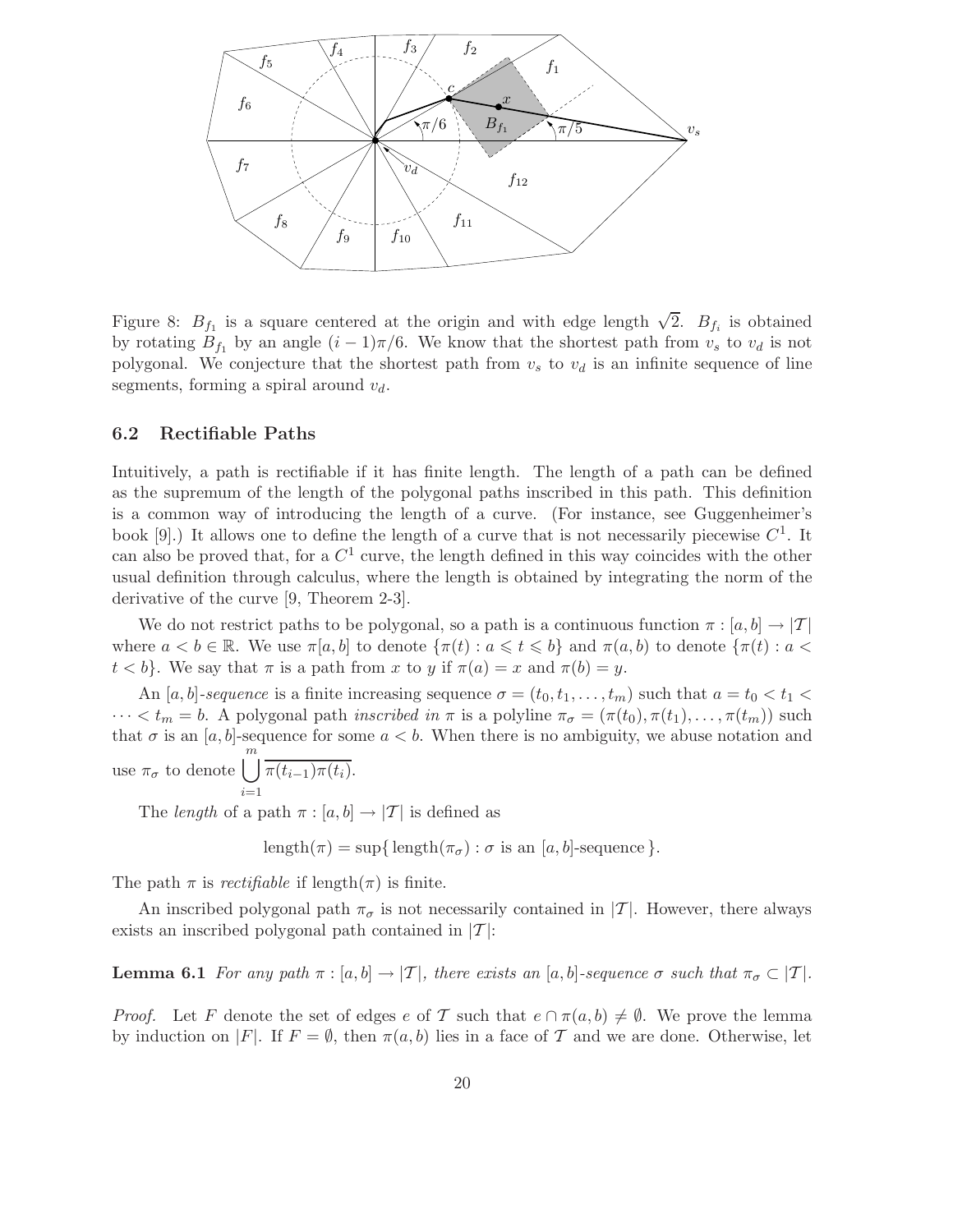Figure 8: $B_{f_1}$ is a square centered at the origin and with edge length $\sqrt{2}$. $B_{f_i}$ is obtained by rotating $B_{f_1}$ by an angle $(i-1)\pi/6$. We know that the shortest path from $v_s$ to $v_d$ is not polygonal. We conjecture that the shortest path from $v_s$ to $v_d$ is an infinite sequence of line segments, forming a spiral around $v_d$.

### 6.2 Rectifiable Paths

Intuitively, a path is rectifiable if it has finite length. The length of a path can be defined as the supremum of the length of the polygonal paths inscribed in this path. This definition is a common way of introducing the length of a curve. (For instance, see Guggenheimer's book [9].) It allows one to define the length of a curve that is not necessarily piecewise $C^1$. It can also be proved that, for a $C^1$ curve, the length defined in this way coincides with the other usual definition through calculus, where the length is obtained by integrating the norm of the derivative of the curve [9, Theorem 2-3].

We do not restrict paths to be polygonal, so a path is a continuous function $\pi : [a, b] \to |\mathcal{T}|$ where $a < b \in \mathbb{R}$. We use $\pi[a, b]$ to denote $\{\pi(t) : a \leqslant t \leqslant b\}$ and $\pi(a, b)$ to denote $\{\pi(t) : a < t < b\}$. We say that $\pi$ is a path from $x$ to $y$ if $\pi(a) = x$ and $\pi(b) = y$.

An *$[a, b]$-sequence* is a finite increasing sequence $\sigma = (t_0, t_1, \ldots, t_m)$ such that $a = t_0 < t_1 < \cdots < t_m = b$. A polygonal path *inscribed in* $\pi$ is a polyline $\pi_\sigma = (\pi(t_0), \pi(t_1), \ldots, \pi(t_m))$ such that $\sigma$ is an $[a, b]$-sequence for some $a < b$. When there is no ambiguity, we abuse notation and use $\pi_\sigma$ to denote $\bigcup_{i=1}^{m} \overline{\pi(t_{i-1})\pi(t_i)}$.

The *length* of a path $\pi : [a, b] \to |\mathcal{T}|$ is defined as

$$\text{length}(\pi) = \sup\{\,\text{length}(\pi_\sigma) : \sigma \text{ is an } [a, b]\text{-sequence}\,\}.$$

The path $\pi$ is *rectifiable* if length$(\pi)$ is finite.

An inscribed polygonal path $\pi_\sigma$ is not necessarily contained in $|\mathcal{T}|$. However, there always exists an inscribed polygonal path contained in $|\mathcal{T}|$:

**Lemma 6.1** *For any path $\pi : [a, b] \to |\mathcal{T}|$, there exists an $[a, b]$-sequence $\sigma$ such that $\pi_\sigma \subset |\mathcal{T}|$.*

*Proof.* Let $F$ denote the set of edges $e$ of $\mathcal{T}$ such that $e \cap \pi(a, b) \neq \emptyset$. We prove the lemma by induction on $|F|$. If $F = \emptyset$, then $\pi(a, b)$ lies in a face of $\mathcal{T}$ and we are done. Otherwise, let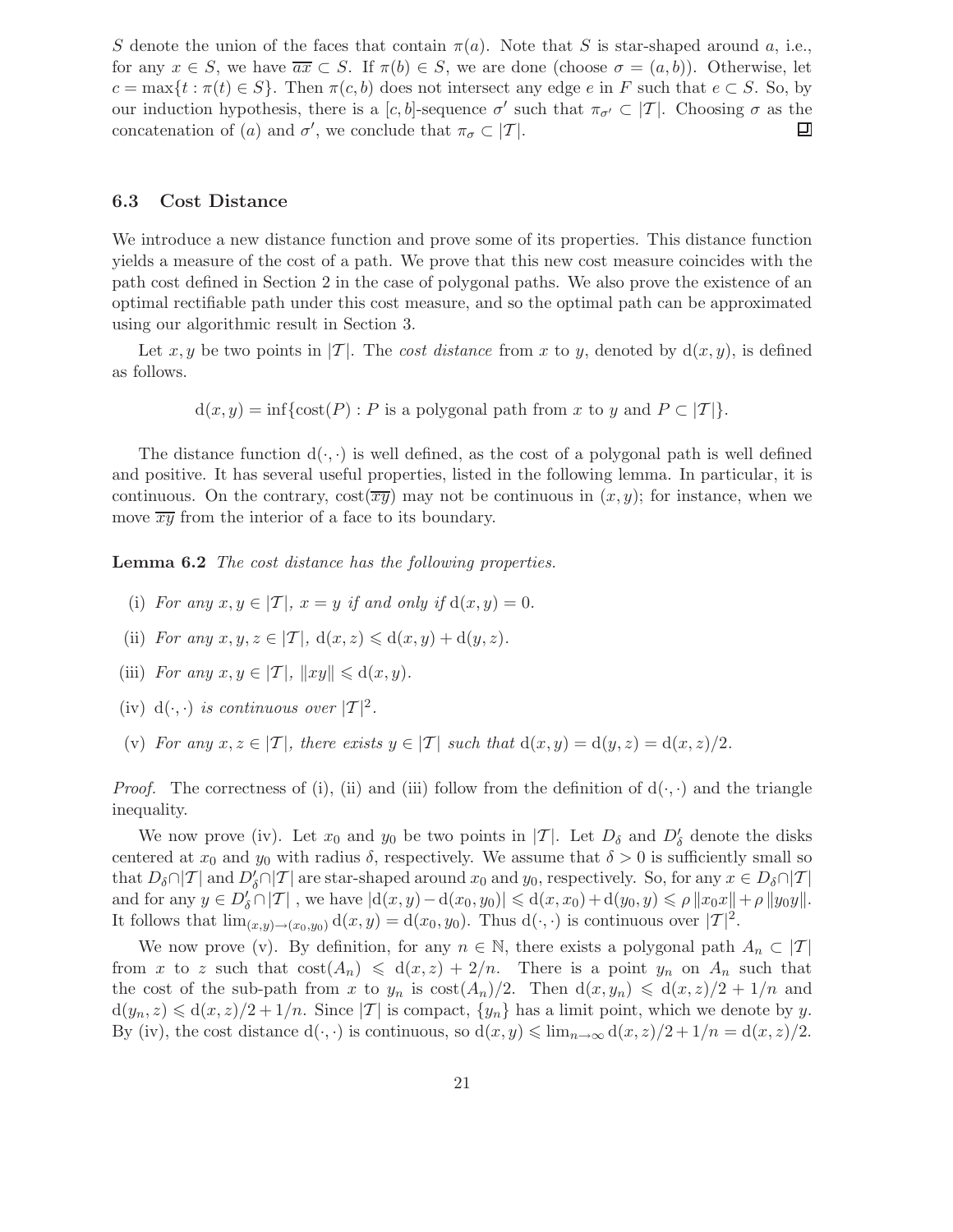$S$ denote the union of the faces that contain $\pi(a)$. Note that $S$ is star-shaped around $a$, i.e., for any $x \in S$, we have $\overline{ax} \subset S$. If $\pi(b) \in S$, we are done (choose $\sigma = (a, b)$). Otherwise, let $c = \max\{t : \pi(t) \in S\}$. Then $\pi(c, b)$ does not intersect any edge $e$ in $F$ such that $e \subset S$. So, by our induction hypothesis, there is a $[c, b]$-sequence $\sigma'$ such that $\pi_{\sigma'} \subset |\mathcal{T}|$. Choosing $\sigma$ as the concatenation of $(a)$ and $\sigma'$, we conclude that $\pi_\sigma \subset |\mathcal{T}|$. ◻

### 6.3 Cost Distance

We introduce a new distance function and prove some of its properties. This distance function yields a measure of the cost of a path. We prove that this new cost measure coincides with the path cost defined in Section 2 in the case of polygonal paths. We also prove the existence of an optimal rectifiable path under this cost measure, and so the optimal path can be approximated using our algorithmic result in Section 3.

Let $x, y$ be two points in $|\mathcal{T}|$. The *cost distance* from $x$ to $y$, denoted by $\mathrm{d}(x, y)$, is defined as follows.

$$\mathrm{d}(x, y) = \inf\{\mathrm{cost}(P) : P \text{ is a polygonal path from } x \text{ to } y \text{ and } P \subset |\mathcal{T}|\}.$$

The distance function $\mathrm{d}(\cdot, \cdot)$ is well defined, as the cost of a polygonal path is well defined and positive. It has several useful properties, listed in the following lemma. In particular, it is continuous. On the contrary, $\mathrm{cost}(\overline{xy})$ may not be continuous in $(x, y)$; for instance, when we move $\overline{xy}$ from the interior of a face to its boundary.

**Lemma 6.2** *The cost distance has the following properties.*

(i) *For any $x, y \in |\mathcal{T}|$, $x = y$ if and only if $\mathrm{d}(x, y) = 0$.*

(ii) *For any $x, y, z \in |\mathcal{T}|$, $\mathrm{d}(x, z) \leqslant \mathrm{d}(x, y) + \mathrm{d}(y, z)$.*

(iii) *For any $x, y \in |\mathcal{T}|$, $\|xy\| \leqslant \mathrm{d}(x, y)$.*

(iv) *$\mathrm{d}(\cdot, \cdot)$ is continuous over $|\mathcal{T}|^2$.*

(v) *For any $x, z \in |\mathcal{T}|$, there exists $y \in |\mathcal{T}|$ such that $\mathrm{d}(x, y) = \mathrm{d}(y, z) = \mathrm{d}(x, z)/2$.*

*Proof.* The correctness of (i), (ii) and (iii) follow from the definition of $\mathrm{d}(\cdot, \cdot)$ and the triangle inequality.

We now prove (iv). Let $x_0$ and $y_0$ be two points in $|\mathcal{T}|$. Let $D_\delta$ and $D'_\delta$ denote the disks centered at $x_0$ and $y_0$ with radius $\delta$, respectively. We assume that $\delta > 0$ is sufficiently small so that $D_\delta \cap |\mathcal{T}|$ and $D'_\delta \cap |\mathcal{T}|$ are star-shaped around $x_0$ and $y_0$, respectively. So, for any $x \in D_\delta \cap |\mathcal{T}|$ and for any $y \in D'_\delta \cap |\mathcal{T}|$ , we have $|\mathrm{d}(x, y) - \mathrm{d}(x_0, y_0)| \leqslant \mathrm{d}(x, x_0) + \mathrm{d}(y_0, y) \leqslant \rho\, \|x_0 x\| + \rho\, \|y_0 y\|$. It follows that $\lim_{(x,y)\to(x_0,y_0)} \mathrm{d}(x, y) = \mathrm{d}(x_0, y_0)$. Thus $\mathrm{d}(\cdot, \cdot)$ is continuous over $|\mathcal{T}|^2$.

We now prove (v). By definition, for any $n \in \mathbb{N}$, there exists a polygonal path $A_n \subset |\mathcal{T}|$ from $x$ to $z$ such that $\mathrm{cost}(A_n) \leqslant \mathrm{d}(x, z) + 2/n$. There is a point $y_n$ on $A_n$ such that the cost of the sub-path from $x$ to $y_n$ is $\mathrm{cost}(A_n)/2$. Then $\mathrm{d}(x, y_n) \leqslant \mathrm{d}(x, z)/2 + 1/n$ and $\mathrm{d}(y_n, z) \leqslant \mathrm{d}(x, z)/2 + 1/n$. Since $|\mathcal{T}|$ is compact, $\{y_n\}$ has a limit point, which we denote by $y$. By (iv), the cost distance $\mathrm{d}(\cdot, \cdot)$ is continuous, so $\mathrm{d}(x, y) \leqslant \lim_{n\to\infty} \mathrm{d}(x, z)/2 + 1/n = \mathrm{d}(x, z)/2$.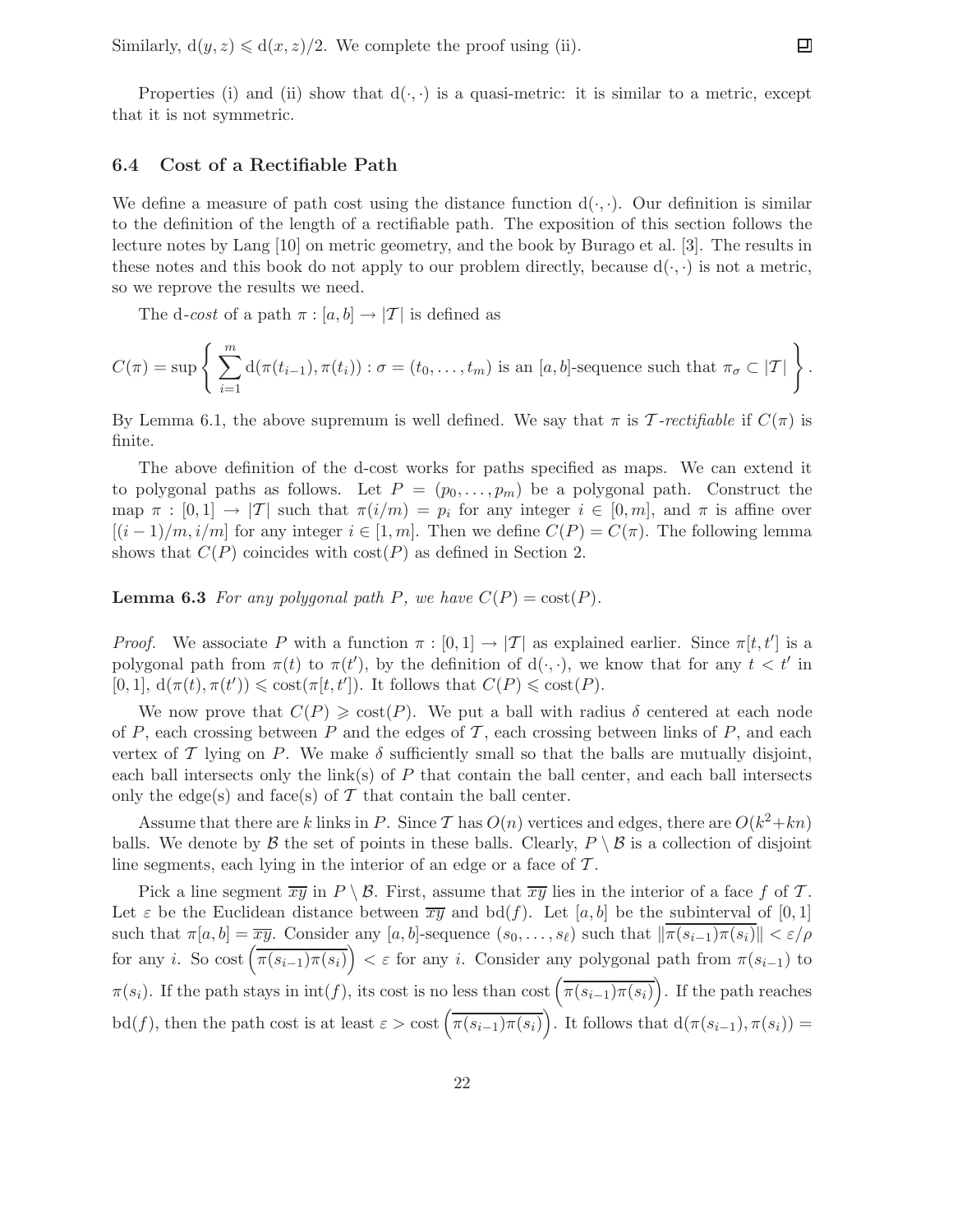Similarly, $\mathrm{d}(y,z) \leqslant \mathrm{d}(x,z)/2$. We complete the proof using (ii). ∎

Properties (i) and (ii) show that $\mathrm{d}(\cdot,\cdot)$ is a quasi-metric: it is similar to a metric, except that it is not symmetric.

### 6.4 Cost of a Rectifiable Path

We define a measure of path cost using the distance function $\mathrm{d}(\cdot,\cdot)$. Our definition is similar to the definition of the length of a rectifiable path. The exposition of this section follows the lecture notes by Lang [10] on metric geometry, and the book by Burago et al. [3]. The results in these notes and this book do not apply to our problem directly, because $\mathrm{d}(\cdot,\cdot)$ is not a metric, so we reprove the results we need.

The d-*cost* of a path $\pi : [a,b] \to |\mathcal{T}|$ is defined as

$$C(\pi) = \sup \left\{ \sum_{i=1}^{m} \mathrm{d}(\pi(t_{i-1}), \pi(t_i)) : \sigma = (t_0, \ldots, t_m) \text{ is an } [a,b]\text{-sequence such that } \pi_\sigma \subset |\mathcal{T}| \right\}.$$

By Lemma 6.1, the above supremum is well defined. We say that $\pi$ is $\mathcal{T}$-*rectifiable* if $C(\pi)$ is finite.

The above definition of the d-cost works for paths specified as maps. We can extend it to polygonal paths as follows. Let $P = (p_0, \ldots, p_m)$ be a polygonal path. Construct the map $\pi : [0,1] \to |\mathcal{T}|$ such that $\pi(i/m) = p_i$ for any integer $i \in [0,m]$, and $\pi$ is affine over $[(i-1)/m, i/m]$ for any integer $i \in [1,m]$. Then we define $C(P) = C(\pi)$. The following lemma shows that $C(P)$ coincides with $\mathrm{cost}(P)$ as defined in Section 2.

**Lemma 6.3** *For any polygonal path $P$, we have $C(P) = \mathrm{cost}(P)$.*

*Proof.* We associate $P$ with a function $\pi : [0,1] \to |\mathcal{T}|$ as explained earlier. Since $\pi[t,t']$ is a polygonal path from $\pi(t)$ to $\pi(t')$, by the definition of $\mathrm{d}(\cdot,\cdot)$, we know that for any $t < t'$ in $[0,1]$, $\mathrm{d}(\pi(t), \pi(t')) \leqslant \mathrm{cost}(\pi[t,t'])$. It follows that $C(P) \leqslant \mathrm{cost}(P)$.

We now prove that $C(P) \geqslant \mathrm{cost}(P)$. We put a ball with radius $\delta$ centered at each node of $P$, each crossing between $P$ and the edges of $\mathcal{T}$, each crossing between links of $P$, and each vertex of $\mathcal{T}$ lying on $P$. We make $\delta$ sufficiently small so that the balls are mutually disjoint, each ball intersects only the link(s) of $P$ that contain the ball center, and each ball intersects only the edge(s) and face(s) of $\mathcal{T}$ that contain the ball center.

Assume that there are $k$ links in $P$. Since $\mathcal{T}$ has $O(n)$ vertices and edges, there are $O(k^2+kn)$ balls. We denote by $\mathcal{B}$ the set of points in these balls. Clearly, $P \setminus \mathcal{B}$ is a collection of disjoint line segments, each lying in the interior of an edge or a face of $\mathcal{T}$.

Pick a line segment $\overline{xy}$ in $P \setminus \mathcal{B}$. First, assume that $\overline{xy}$ lies in the interior of a face $f$ of $\mathcal{T}$. Let $\varepsilon$ be the Euclidean distance between $\overline{xy}$ and $\mathrm{bd}(f)$. Let $[a,b]$ be the subinterval of $[0,1]$ such that $\pi[a,b] = \overline{xy}$. Consider any $[a,b]$-sequence $(s_0, \ldots, s_\ell)$ such that $\|\overline{\pi(s_{i-1})\pi(s_i)}\| < \varepsilon/\rho$ for any $i$. So $\mathrm{cost}\left(\overline{\pi(s_{i-1})\pi(s_i)}\right) < \varepsilon$ for any $i$. Consider any polygonal path from $\pi(s_{i-1})$ to $\pi(s_i)$. If the path stays in $\mathrm{int}(f)$, its cost is no less than $\mathrm{cost}\left(\overline{\pi(s_{i-1})\pi(s_i)}\right)$. If the path reaches $\mathrm{bd}(f)$, then the path cost is at least $\varepsilon > \mathrm{cost}\left(\overline{\pi(s_{i-1})\pi(s_i)}\right)$. It follows that $\mathrm{d}(\pi(s_{i-1}), \pi(s_i)) =$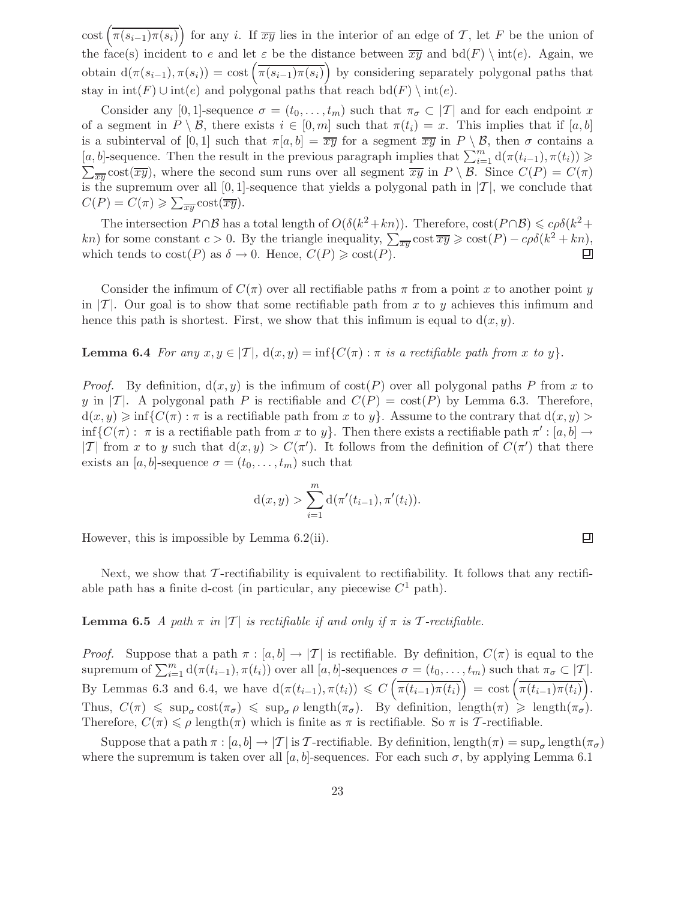$\text{cost}\left(\overline{\pi(s_{i-1})\pi(s_i)}\right)$ for any $i$. If $\overline{xy}$ lies in the interior of an edge of $\mathcal{T}$, let $F$ be the union of the face(s) incident to $e$ and let $\varepsilon$ be the distance between $\overline{xy}$ and $\text{bd}(F) \setminus \text{int}(e)$. Again, we obtain $\text{d}(\pi(s_{i-1}), \pi(s_i)) = \text{cost}\left(\overline{\pi(s_{i-1})\pi(s_i)}\right)$ by considering separately polygonal paths that stay in $\text{int}(F) \cup \text{int}(e)$ and polygonal paths that reach $\text{bd}(F) \setminus \text{int}(e)$.

Consider any $[0,1]$-sequence $\sigma = (t_0, \ldots, t_m)$ such that $\pi_\sigma \subset |\mathcal{T}|$ and for each endpoint $x$ of a segment in $P \setminus \mathcal{B}$, there exists $i \in [0,m]$ such that $\pi(t_i) = x$. This implies that if $[a,b]$ is a subinterval of $[0,1]$ such that $\pi[a,b] = \overline{xy}$ for a segment $\overline{xy}$ in $P \setminus \mathcal{B}$, then $\sigma$ contains a $[a,b]$-sequence. Then the result in the previous paragraph implies that $\sum_{i=1}^{m} \text{d}(\pi(t_{i-1}), \pi(t_i)) \geqslant \sum_{\overline{xy}} \text{cost}(\overline{xy})$, where the second sum runs over all segment $\overline{xy}$ in $P \setminus \mathcal{B}$. Since $C(P) = C(\pi)$ is the supremum over all $[0,1]$-sequence that yields a polygonal path in $|\mathcal{T}|$, we conclude that $C(P) = C(\pi) \geqslant \sum_{\overline{xy}} \text{cost}(\overline{xy})$.

The intersection $P \cap \mathcal{B}$ has a total length of $O(\delta(k^2 + kn))$. Therefore, $\text{cost}(P \cap \mathcal{B}) \leqslant c\rho\delta(k^2 + kn)$ for some constant $c > 0$. By the triangle inequality, $\sum_{\overline{xy}} \text{cost}\, \overline{xy} \geqslant \text{cost}(P) - c\rho\delta(k^2 + kn)$, which tends to $\text{cost}(P)$ as $\delta \to 0$. Hence, $C(P) \geqslant \text{cost}(P)$. ◻

Consider the infimum of $C(\pi)$ over all rectifiable paths $\pi$ from a point $x$ to another point $y$ in $|\mathcal{T}|$. Our goal is to show that some rectifiable path from $x$ to $y$ achieves this infimum and hence this path is shortest. First, we show that this infimum is equal to $\text{d}(x,y)$.

**Lemma 6.4** *For any $x, y \in |\mathcal{T}|$, $\text{d}(x,y) = \inf\{C(\pi) : \pi$ is a rectifiable path from $x$ to $y\}$.*

*Proof.* By definition, $\text{d}(x,y)$ is the infimum of $\text{cost}(P)$ over all polygonal paths $P$ from $x$ to $y$ in $|\mathcal{T}|$. A polygonal path $P$ is rectifiable and $C(P) = \text{cost}(P)$ by Lemma 6.3. Therefore, $\text{d}(x,y) \geqslant \inf\{C(\pi) : \pi$ is a rectifiable path from $x$ to $y\}$. Assume to the contrary that $\text{d}(x,y) > \inf\{C(\pi) : \pi$ is a rectifiable path from $x$ to $y\}$. Then there exists a rectifiable path $\pi' : [a,b] \to |\mathcal{T}|$ from $x$ to $y$ such that $\text{d}(x,y) > C(\pi')$. It follows from the definition of $C(\pi')$ that there exists an $[a,b]$-sequence $\sigma = (t_0, \ldots, t_m)$ such that

$$\text{d}(x,y) > \sum_{i=1}^{m} \text{d}(\pi'(t_{i-1}), \pi'(t_i)).$$

However, this is impossible by Lemma 6.2(ii). ◻

Next, we show that $\mathcal{T}$-rectifiability is equivalent to rectifiability. It follows that any rectifiable path has a finite d-cost (in particular, any piecewise $C^1$ path).

**Lemma 6.5** *A path $\pi$ in $|\mathcal{T}|$ is rectifiable if and only if $\pi$ is $\mathcal{T}$-rectifiable.*

*Proof.* Suppose that a path $\pi : [a,b] \to |\mathcal{T}|$ is rectifiable. By definition, $C(\pi)$ is equal to the supremum of $\sum_{i=1}^{m} \text{d}(\pi(t_{i-1}), \pi(t_i))$ over all $[a,b]$-sequences $\sigma = (t_0, \ldots, t_m)$ such that $\pi_\sigma \subset |\mathcal{T}|$. By Lemmas 6.3 and 6.4, we have $\text{d}(\pi(t_{i-1}), \pi(t_i)) \leqslant C\left(\overline{\pi(t_{i-1})\pi(t_i)}\right) = \text{cost}\left(\overline{\pi(t_{i-1})\pi(t_i)}\right)$. Thus, $C(\pi) \leqslant \sup_\sigma \text{cost}(\pi_\sigma) \leqslant \sup_\sigma \rho\, \text{length}(\pi_\sigma)$. By definition, $\text{length}(\pi) \geqslant \text{length}(\pi_\sigma)$. Therefore, $C(\pi) \leqslant \rho\, \text{length}(\pi)$ which is finite as $\pi$ is rectifiable. So $\pi$ is $\mathcal{T}$-rectifiable.

Suppose that a path $\pi : [a,b] \to |\mathcal{T}|$ is $\mathcal{T}$-rectifiable. By definition, $\text{length}(\pi) = \sup_\sigma \text{length}(\pi_\sigma)$ where the supremum is taken over all $[a,b]$-sequences. For each such $\sigma$, by applying Lemma 6.1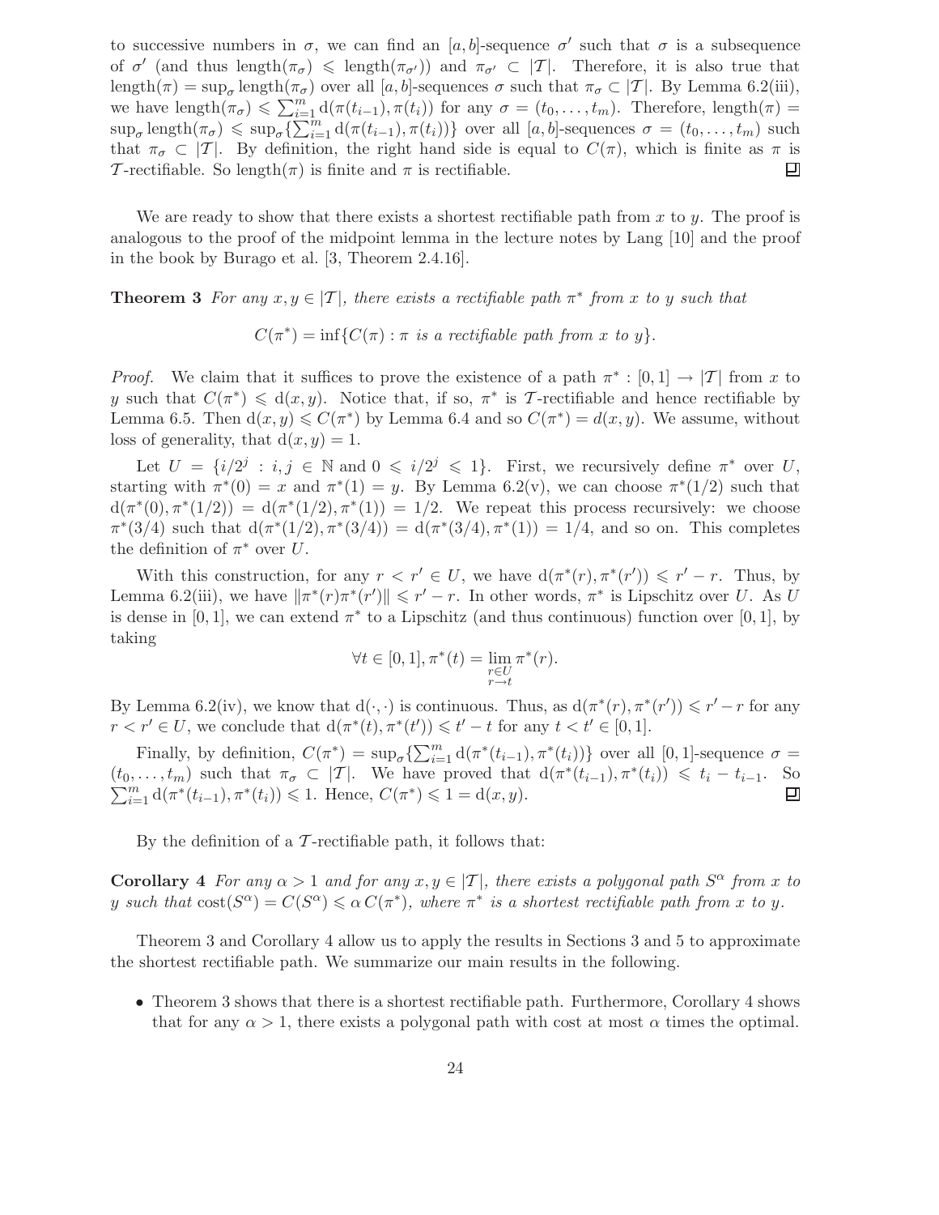to successive numbers in $\sigma$, we can find an $[a,b]$-sequence $\sigma'$ such that $\sigma$ is a subsequence of $\sigma'$ (and thus $\text{length}(\pi_\sigma) \leqslant \text{length}(\pi_{\sigma'})$) and $\pi_{\sigma'} \subset |\mathcal{T}|$. Therefore, it is also true that $\text{length}(\pi) = \sup_\sigma \text{length}(\pi_\sigma)$ over all $[a,b]$-sequences $\sigma$ such that $\pi_\sigma \subset |\mathcal{T}|$. By Lemma 6.2(iii), we have $\text{length}(\pi_\sigma) \leqslant \sum_{i=1}^{m} \mathrm{d}(\pi(t_{i-1}), \pi(t_i))$ for any $\sigma = (t_0, \ldots, t_m)$. Therefore, $\text{length}(\pi) = \sup_\sigma \text{length}(\pi_\sigma) \leqslant \sup_\sigma\{\sum_{i=1}^{m} \mathrm{d}(\pi(t_{i-1}), \pi(t_i))\}$ over all $[a,b]$-sequences $\sigma = (t_0, \ldots, t_m)$ such that $\pi_\sigma \subset |\mathcal{T}|$. By definition, the right hand side is equal to $C(\pi)$, which is finite as $\pi$ is $\mathcal{T}$-rectifiable. So $\text{length}(\pi)$ is finite and $\pi$ is rectifiable. ◻

We are ready to show that there exists a shortest rectifiable path from $x$ to $y$. The proof is analogous to the proof of the midpoint lemma in the lecture notes by Lang [10] and the proof in the book by Burago et al. [3, Theorem 2.4.16].

**Theorem 3** *For any $x, y \in |\mathcal{T}|$, there exists a rectifiable path $\pi^*$ from $x$ to $y$ such that*

$$C(\pi^*) = \inf\{C(\pi) : \pi \text{ is a rectifiable path from } x \text{ to } y\}.$$

*Proof.* We claim that it suffices to prove the existence of a path $\pi^* : [0,1] \to |\mathcal{T}|$ from $x$ to $y$ such that $C(\pi^*) \leqslant \mathrm{d}(x,y)$. Notice that, if so, $\pi^*$ is $\mathcal{T}$-rectifiable and hence rectifiable by Lemma 6.5. Then $\mathrm{d}(x,y) \leqslant C(\pi^*)$ by Lemma 6.4 and so $C(\pi^*) = d(x,y)$. We assume, without loss of generality, that $\mathrm{d}(x,y) = 1$.

Let $U = \{i/2^j : i,j \in \mathbb{N} \text{ and } 0 \leqslant i/2^j \leqslant 1\}$. First, we recursively define $\pi^*$ over $U$, starting with $\pi^*(0) = x$ and $\pi^*(1) = y$. By Lemma 6.2(v), we can choose $\pi^*(1/2)$ such that $\mathrm{d}(\pi^*(0), \pi^*(1/2)) = \mathrm{d}(\pi^*(1/2), \pi^*(1)) = 1/2$. We repeat this process recursively: we choose $\pi^*(3/4)$ such that $\mathrm{d}(\pi^*(1/2), \pi^*(3/4)) = \mathrm{d}(\pi^*(3/4), \pi^*(1)) = 1/4$, and so on. This completes the definition of $\pi^*$ over $U$.

With this construction, for any $r < r' \in U$, we have $\mathrm{d}(\pi^*(r), \pi^*(r')) \leqslant r' - r$. Thus, by Lemma 6.2(iii), we have $\|\pi^*(r)\pi^*(r')\| \leqslant r' - r$. In other words, $\pi^*$ is Lipschitz over $U$. As $U$ is dense in $[0,1]$, we can extend $\pi^*$ to a Lipschitz (and thus continuous) function over $[0,1]$, by taking

$$\forall t \in [0,1], \pi^*(t) = \lim_{\substack{r \in U \\ r \to t}} \pi^*(r).$$

By Lemma 6.2(iv), we know that $\mathrm{d}(\cdot,\cdot)$ is continuous. Thus, as $\mathrm{d}(\pi^*(r), \pi^*(r')) \leqslant r' - r$ for any $r < r' \in U$, we conclude that $\mathrm{d}(\pi^*(t), \pi^*(t')) \leqslant t' - t$ for any $t < t' \in [0,1]$.

Finally, by definition, $C(\pi^*) = \sup_\sigma\{\sum_{i=1}^{m} \mathrm{d}(\pi^*(t_{i-1}), \pi^*(t_i))\}$ over all $[0,1]$-sequence $\sigma = (t_0, \ldots, t_m)$ such that $\pi_\sigma \subset |\mathcal{T}|$. We have proved that $\mathrm{d}(\pi^*(t_{i-1}), \pi^*(t_i)) \leqslant t_i - t_{i-1}$. So $\sum_{i=1}^{m} \mathrm{d}(\pi^*(t_{i-1}), \pi^*(t_i)) \leqslant 1$. Hence, $C(\pi^*) \leqslant 1 = \mathrm{d}(x,y)$. ◻

By the definition of a $\mathcal{T}$-rectifiable path, it follows that:

**Corollary 4** *For any $\alpha > 1$ and for any $x, y \in |\mathcal{T}|$, there exists a polygonal path $S^\alpha$ from $x$ to $y$ such that $\text{cost}(S^\alpha) = C(S^\alpha) \leqslant \alpha\, C(\pi^*)$, where $\pi^*$ is a shortest rectifiable path from $x$ to $y$.*

Theorem 3 and Corollary 4 allow us to apply the results in Sections 3 and 5 to approximate the shortest rectifiable path. We summarize our main results in the following.

- Theorem 3 shows that there is a shortest rectifiable path. Furthermore, Corollary 4 shows that for any $\alpha > 1$, there exists a polygonal path with cost at most $\alpha$ times the optimal.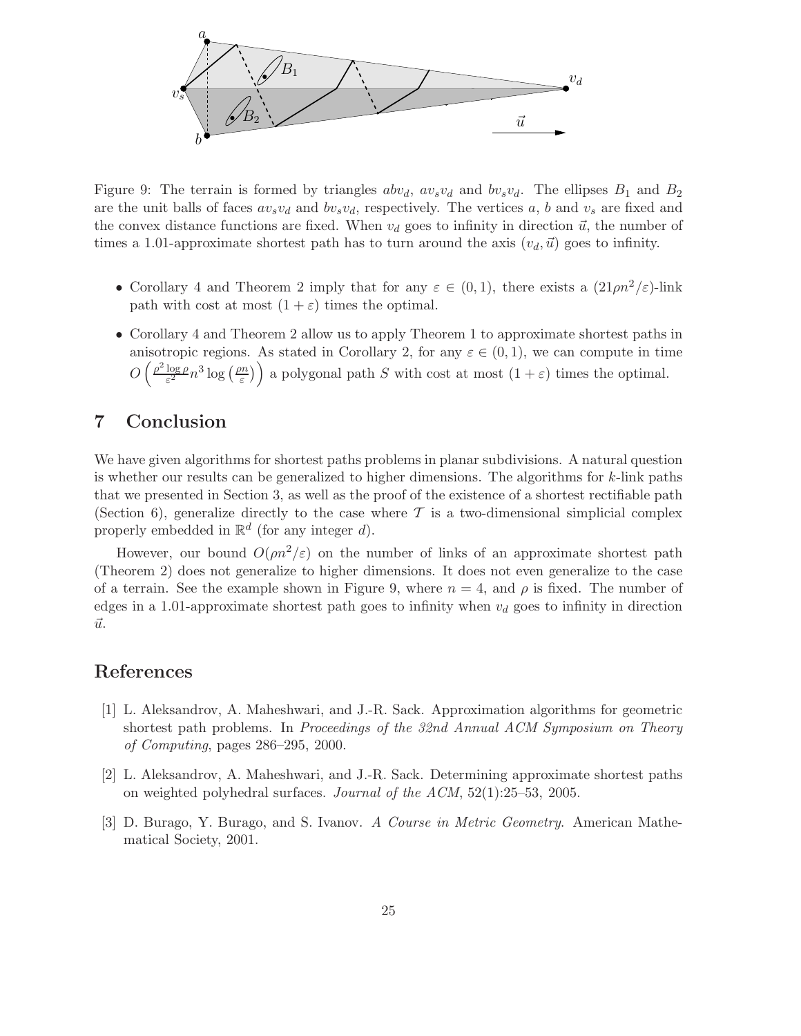Figure 9: The terrain is formed by triangles $abv_d$, $av_sv_d$ and $bv_sv_d$. The ellipses $B_1$ and $B_2$ are the unit balls of faces $av_sv_d$ and $bv_sv_d$, respectively. The vertices $a$, $b$ and $v_s$ are fixed and the convex distance functions are fixed. When $v_d$ goes to infinity in direction $\vec{u}$, the number of times a 1.01-approximate shortest path has to turn around the axis $(v_d, \vec{u})$ goes to infinity.

- Corollary 4 and Theorem 2 imply that for any $\varepsilon \in (0, 1)$, there exists a $(21\rho n^2/\varepsilon)$-link path with cost at most $(1 + \varepsilon)$ times the optimal.
- Corollary 4 and Theorem 2 allow us to apply Theorem 1 to approximate shortest paths in anisotropic regions. As stated in Corollary 2, for any $\varepsilon \in (0, 1)$, we can compute in time $O\left(\frac{\rho^2 \log \rho}{\varepsilon^2} n^3 \log\left(\frac{\rho n}{\varepsilon}\right)\right)$ a polygonal path $S$ with cost at most $(1 + \varepsilon)$ times the optimal.

## 7 Conclusion

We have given algorithms for shortest paths problems in planar subdivisions. A natural question is whether our results can be generalized to higher dimensions. The algorithms for $k$-link paths that we presented in Section 3, as well as the proof of the existence of a shortest rectifiable path (Section 6), generalize directly to the case where $\mathcal{T}$ is a two-dimensional simplicial complex properly embedded in $\mathbb{R}^d$ (for any integer $d$).

However, our bound $O(\rho n^2/\varepsilon)$ on the number of links of an approximate shortest path (Theorem 2) does not generalize to higher dimensions. It does not even generalize to the case of a terrain. See the example shown in Figure 9, where $n = 4$, and $\rho$ is fixed. The number of edges in a 1.01-approximate shortest path goes to infinity when $v_d$ goes to infinity in direction $\vec{u}$.

## References

[1] L. Aleksandrov, A. Maheshwari, and J.-R. Sack. Approximation algorithms for geometric shortest path problems. In *Proceedings of the 32nd Annual ACM Symposium on Theory of Computing*, pages 286–295, 2000.

[2] L. Aleksandrov, A. Maheshwari, and J.-R. Sack. Determining approximate shortest paths on weighted polyhedral surfaces. *Journal of the ACM*, 52(1):25–53, 2005.

[3] D. Burago, Y. Burago, and S. Ivanov. *A Course in Metric Geometry*. American Mathematical Society, 2001.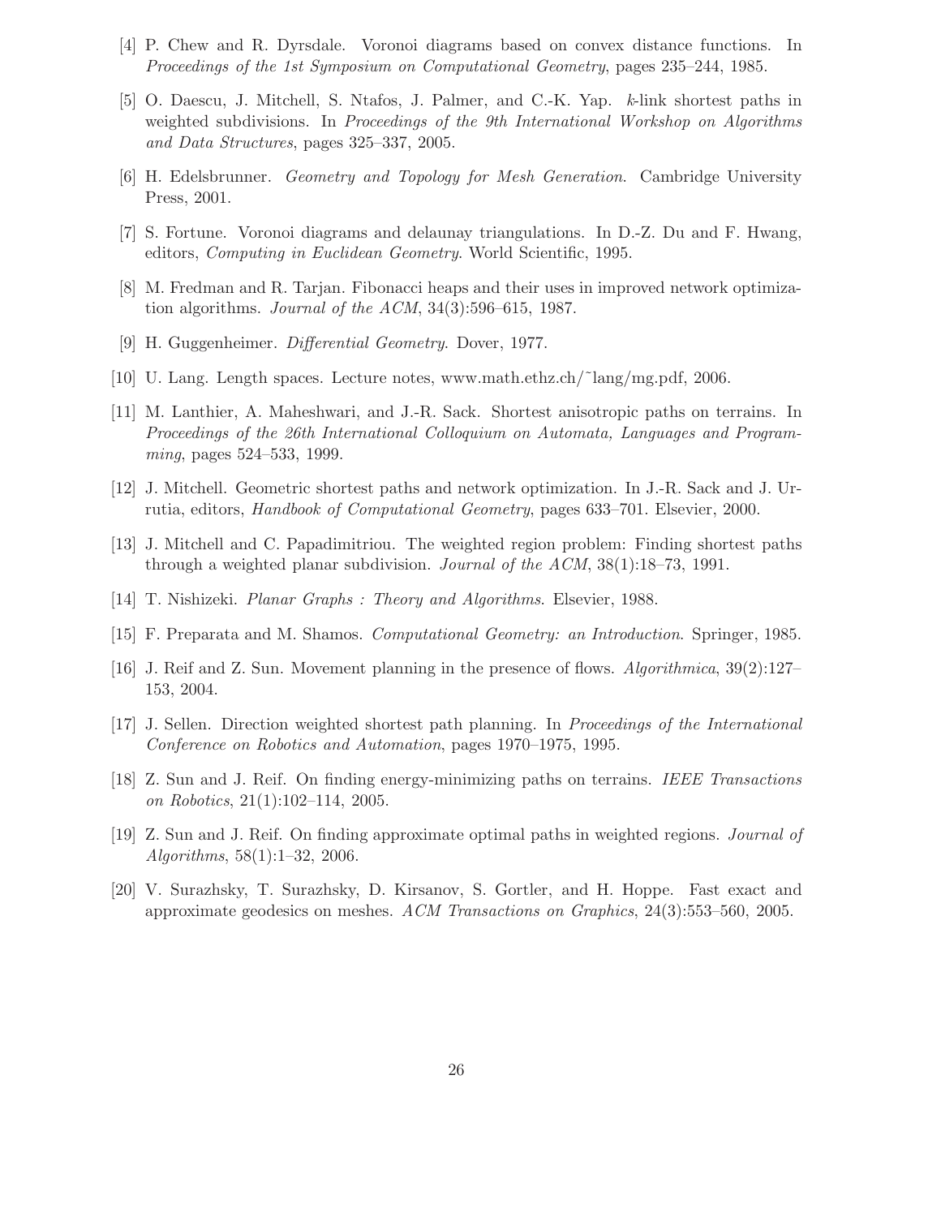[4] P. Chew and R. Dyrsdale. Voronoi diagrams based on convex distance functions. In *Proceedings of the 1st Symposium on Computational Geometry*, pages 235–244, 1985.

[5] O. Daescu, J. Mitchell, S. Ntafos, J. Palmer, and C.-K. Yap. *k*-link shortest paths in weighted subdivisions. In *Proceedings of the 9th International Workshop on Algorithms and Data Structures*, pages 325–337, 2005.

[6] H. Edelsbrunner. *Geometry and Topology for Mesh Generation*. Cambridge University Press, 2001.

[7] S. Fortune. Voronoi diagrams and delaunay triangulations. In D.-Z. Du and F. Hwang, editors, *Computing in Euclidean Geometry*. World Scientific, 1995.

[8] M. Fredman and R. Tarjan. Fibonacci heaps and their uses in improved network optimization algorithms. *Journal of the ACM*, 34(3):596–615, 1987.

[9] H. Guggenheimer. *Differential Geometry*. Dover, 1977.

[10] U. Lang. Length spaces. Lecture notes, www.math.ethz.ch/˜lang/mg.pdf, 2006.

[11] M. Lanthier, A. Maheshwari, and J.-R. Sack. Shortest anisotropic paths on terrains. In *Proceedings of the 26th International Colloquium on Automata, Languages and Programming*, pages 524–533, 1999.

[12] J. Mitchell. Geometric shortest paths and network optimization. In J.-R. Sack and J. Urrutia, editors, *Handbook of Computational Geometry*, pages 633–701. Elsevier, 2000.

[13] J. Mitchell and C. Papadimitriou. The weighted region problem: Finding shortest paths through a weighted planar subdivision. *Journal of the ACM*, 38(1):18–73, 1991.

[14] T. Nishizeki. *Planar Graphs : Theory and Algorithms*. Elsevier, 1988.

[15] F. Preparata and M. Shamos. *Computational Geometry: an Introduction*. Springer, 1985.

[16] J. Reif and Z. Sun. Movement planning in the presence of flows. *Algorithmica*, 39(2):127–153, 2004.

[17] J. Sellen. Direction weighted shortest path planning. In *Proceedings of the International Conference on Robotics and Automation*, pages 1970–1975, 1995.

[18] Z. Sun and J. Reif. On finding energy-minimizing paths on terrains. *IEEE Transactions on Robotics*, 21(1):102–114, 2005.

[19] Z. Sun and J. Reif. On finding approximate optimal paths in weighted regions. *Journal of Algorithms*, 58(1):1–32, 2006.

[20] V. Surazhsky, T. Surazhsky, D. Kirsanov, S. Gortler, and H. Hoppe. Fast exact and approximate geodesics on meshes. *ACM Transactions on Graphics*, 24(3):553–560, 2005.